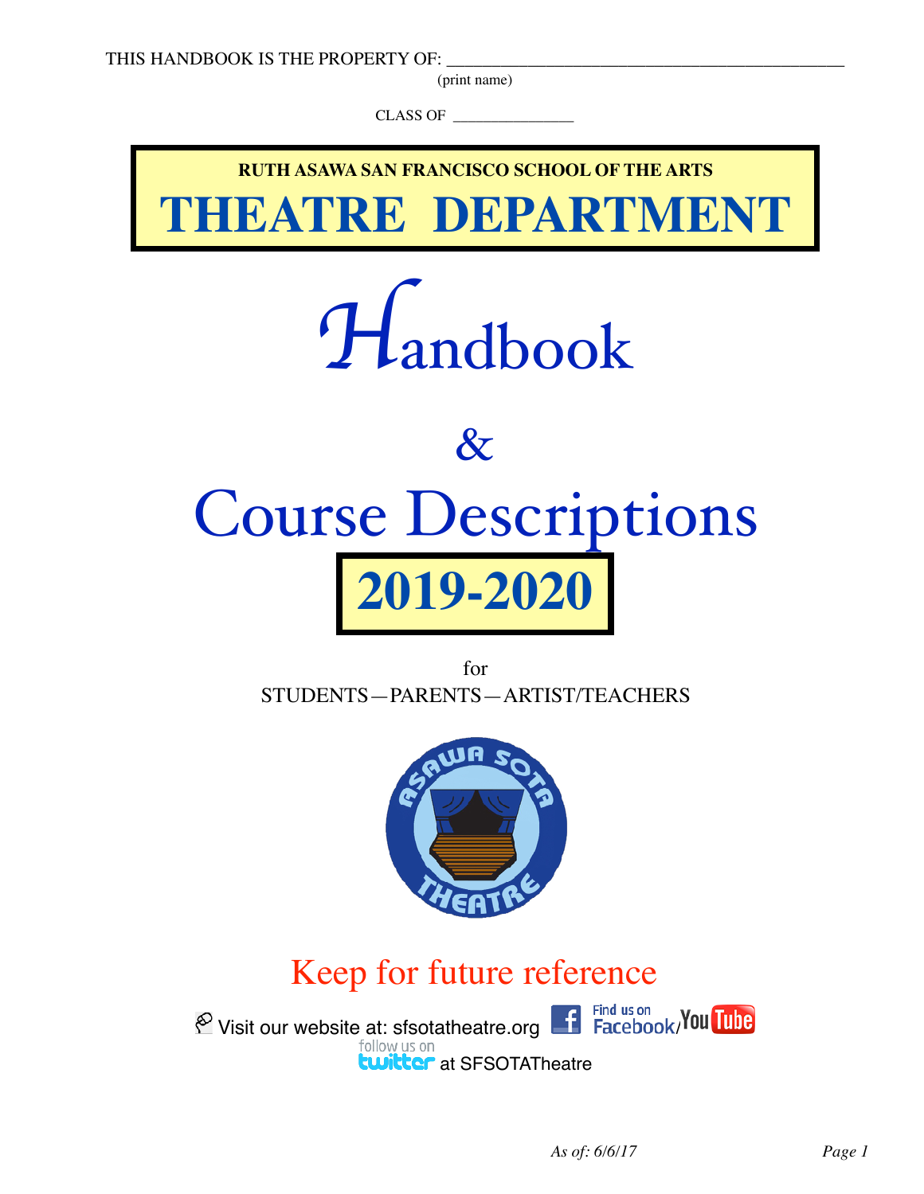THIS HANDBOOK IS THE PROPERTY OF: ______________________________________________
(print name)

CLASS OF ______________

**RUTH ASAWA SAN FRANCISCO SCHOOL OF THE ARTS**

# THEATRE DEPARTMENT

# Handbook

# &

# Course Descriptions

# 2019-2020

for

STUDENTS—PARENTS—ARTIST/TEACHERS

ASAWA SOTA THEATRE

Keep for future reference

Visit our website at: sfsotatheatre.org Find us on Facebook/YouTube

follow us on twitter at SFSOTATheatre

*As of: 6/6/17*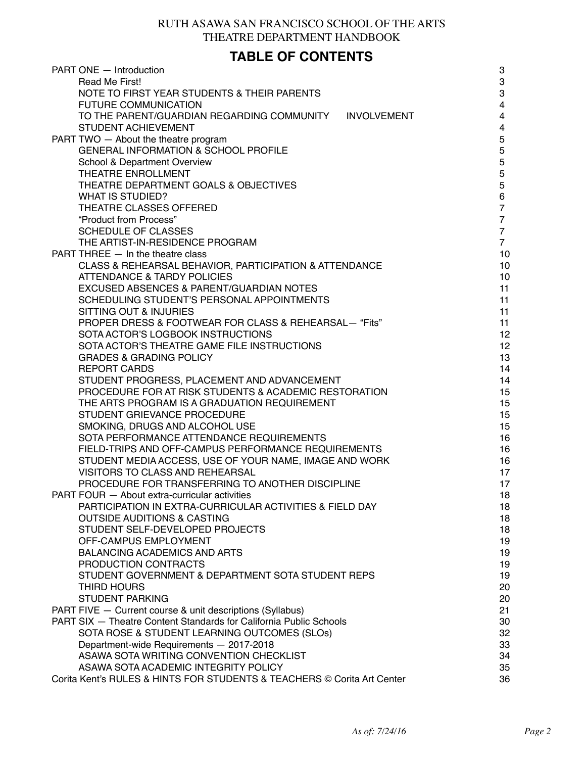RUTH ASAWA SAN FRANCISCO SCHOOL OF THE ARTS
THEATRE DEPARTMENT HANDBOOK

# TABLE OF CONTENTS

| | |
|---|---|
| PART ONE — Introduction | 3 |
| Read Me First! | 3 |
| NOTE TO FIRST YEAR STUDENTS & THEIR PARENTS | 3 |
| FUTURE COMMUNICATION | 4 |
| TO THE PARENT/GUARDIAN REGARDING COMMUNITY INVOLVEMENT | 4 |
| STUDENT ACHIEVEMENT | 4 |
| PART TWO — About the theatre program | 5 |
| GENERAL INFORMATION & SCHOOL PROFILE | 5 |
| School & Department Overview | 5 |
| THEATRE ENROLLMENT | 5 |
| THEATRE DEPARTMENT GOALS & OBJECTIVES | 5 |
| WHAT IS STUDIED? | 6 |
| THEATRE CLASSES OFFERED | 7 |
| "Product from Process" | 7 |
| SCHEDULE OF CLASSES | 7 |
| THE ARTIST-IN-RESIDENCE PROGRAM | 7 |
| PART THREE — In the theatre class | 10 |
| CLASS & REHEARSAL BEHAVIOR, PARTICIPATION & ATTENDANCE | 10 |
| ATTENDANCE & TARDY POLICIES | 10 |
| EXCUSED ABSENCES & PARENT/GUARDIAN NOTES | 11 |
| SCHEDULING STUDENT'S PERSONAL APPOINTMENTS | 11 |
| SITTING OUT & INJURIES | 11 |
| PROPER DRESS & FOOTWEAR FOR CLASS & REHEARSAL— "Fits" | 11 |
| SOTA ACTOR'S LOGBOOK INSTRUCTIONS | 12 |
| SOTA ACTOR'S THEATRE GAME FILE INSTRUCTIONS | 12 |
| GRADES & GRADING POLICY | 13 |
| REPORT CARDS | 14 |
| STUDENT PROGRESS, PLACEMENT AND ADVANCEMENT | 14 |
| PROCEDURE FOR AT RISK STUDENTS & ACADEMIC RESTORATION | 15 |
| THE ARTS PROGRAM IS A GRADUATION REQUIREMENT | 15 |
| STUDENT GRIEVANCE PROCEDURE | 15 |
| SMOKING, DRUGS AND ALCOHOL USE | 15 |
| SOTA PERFORMANCE ATTENDANCE REQUIREMENTS | 16 |
| FIELD-TRIPS AND OFF-CAMPUS PERFORMANCE REQUIREMENTS | 16 |
| STUDENT MEDIA ACCESS, USE OF YOUR NAME, IMAGE AND WORK | 16 |
| VISITORS TO CLASS AND REHEARSAL | 17 |
| PROCEDURE FOR TRANSFERRING TO ANOTHER DISCIPLINE | 17 |
| PART FOUR — About extra-curricular activities | 18 |
| PARTICIPATION IN EXTRA-CURRICULAR ACTIVITIES & FIELD DAY | 18 |
| OUTSIDE AUDITIONS & CASTING | 18 |
| STUDENT SELF-DEVELOPED PROJECTS | 18 |
| OFF-CAMPUS EMPLOYMENT | 19 |
| BALANCING ACADEMICS AND ARTS | 19 |
| PRODUCTION CONTRACTS | 19 |
| STUDENT GOVERNMENT & DEPARTMENT SOTA STUDENT REPS | 19 |
| THIRD HOURS | 20 |
| STUDENT PARKING | 20 |
| PART FIVE — Current course & unit descriptions (Syllabus) | 21 |
| PART SIX — Theatre Content Standards for California Public Schools | 30 |
| SOTA ROSE & STUDENT LEARNING OUTCOMES (SLOs) | 32 |
| Department-wide Requirements — 2017-2018 | 33 |
| ASAWA SOTA WRITING CONVENTION CHECKLIST | 34 |
| ASAWA SOTA ACADEMIC INTEGRITY POLICY | 35 |
| Corita Kent's RULES & HINTS FOR STUDENTS & TEACHERS © Corita Art Center | 36 |

*As of: 7/24/16*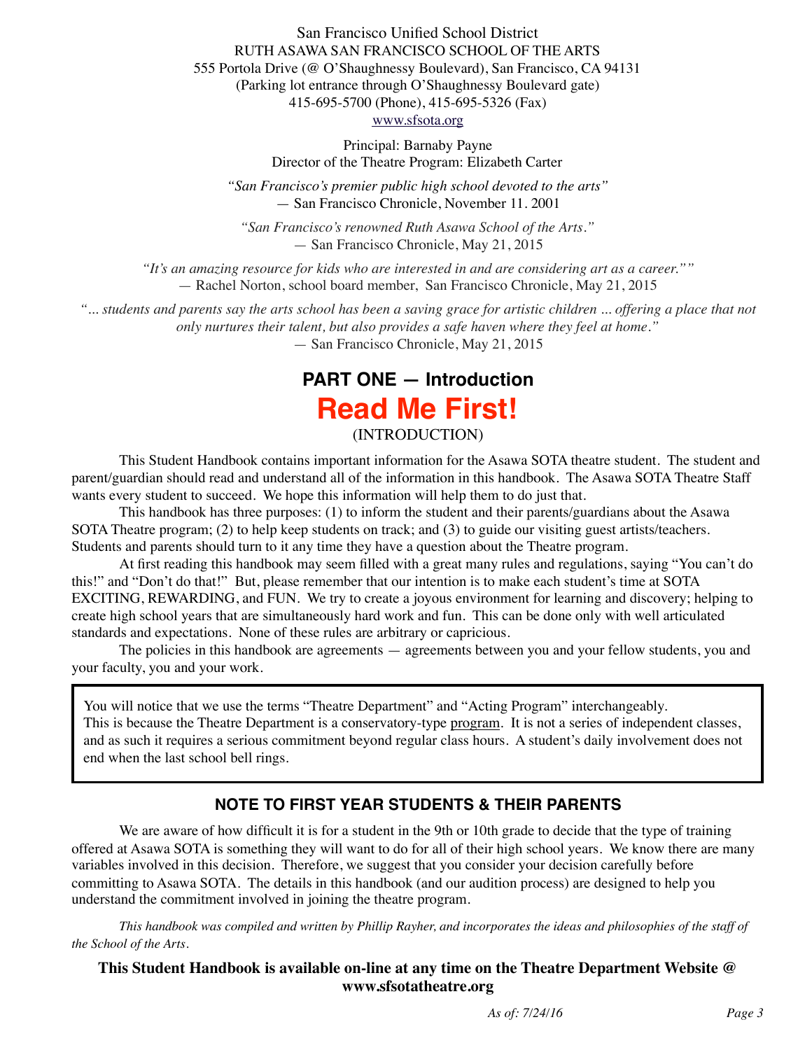San Francisco Unified School District
RUTH ASAWA SAN FRANCISCO SCHOOL OF THE ARTS
555 Portola Drive (@ O'Shaughnessy Boulevard), San Francisco, CA 94131
(Parking lot entrance through O'Shaughnessy Boulevard gate)
415-695-5700 (Phone), 415-695-5326 (Fax)
www.sfsota.org

Principal: Barnaby Payne
Director of the Theatre Program: Elizabeth Carter

*"San Francisco's premier public high school devoted to the arts"*
— San Francisco Chronicle, November 11. 2001

*"San Francisco's renowned Ruth Asawa School of the Arts."*
— San Francisco Chronicle, May 21, 2015

*"It's an amazing resource for kids who are interested in and are considering art as a career.""*
— Rachel Norton, school board member, San Francisco Chronicle, May 21, 2015

*"... students and parents say the arts school has been a saving grace for artistic children ... offering a place that not only nurtures their talent, but also provides a safe haven where they feel at home."*
— San Francisco Chronicle, May 21, 2015

# PART ONE — Introduction

# Read Me First!

(INTRODUCTION)

This Student Handbook contains important information for the Asawa SOTA theatre student. The student and parent/guardian should read and understand all of the information in this handbook. The Asawa SOTA Theatre Staff wants every student to succeed. We hope this information will help them to do just that.

This handbook has three purposes: (1) to inform the student and their parents/guardians about the Asawa SOTA Theatre program; (2) to help keep students on track; and (3) to guide our visiting guest artists/teachers. Students and parents should turn to it any time they have a question about the Theatre program.

At first reading this handbook may seem filled with a great many rules and regulations, saying "You can't do this!" and "Don't do that!" But, please remember that our intention is to make each student's time at SOTA EXCITING, REWARDING, and FUN. We try to create a joyous environment for learning and discovery; helping to create high school years that are simultaneously hard work and fun. This can be done only with well articulated standards and expectations. None of these rules are arbitrary or capricious.

The policies in this handbook are agreements — agreements between you and your fellow students, you and your faculty, you and your work.

> You will notice that we use the terms "Theatre Department" and "Acting Program" interchangeably. This is because the Theatre Department is a conservatory-type program. It is not a series of independent classes, and as such it requires a serious commitment beyond regular class hours. A student's daily involvement does not end when the last school bell rings.

## NOTE TO FIRST YEAR STUDENTS & THEIR PARENTS

We are aware of how difficult it is for a student in the 9th or 10th grade to decide that the type of training offered at Asawa SOTA is something they will want to do for all of their high school years. We know there are many variables involved in this decision. Therefore, we suggest that you consider your decision carefully before committing to Asawa SOTA. The details in this handbook (and our audition process) are designed to help you understand the commitment involved in joining the theatre program.

*This handbook was compiled and written by Phillip Rayher, and incorporates the ideas and philosophies of the staff of the School of the Arts.*

**This Student Handbook is available on-line at any time on the Theatre Department Website @ www.sfsotatheatre.org**

*As of: 7/24/16*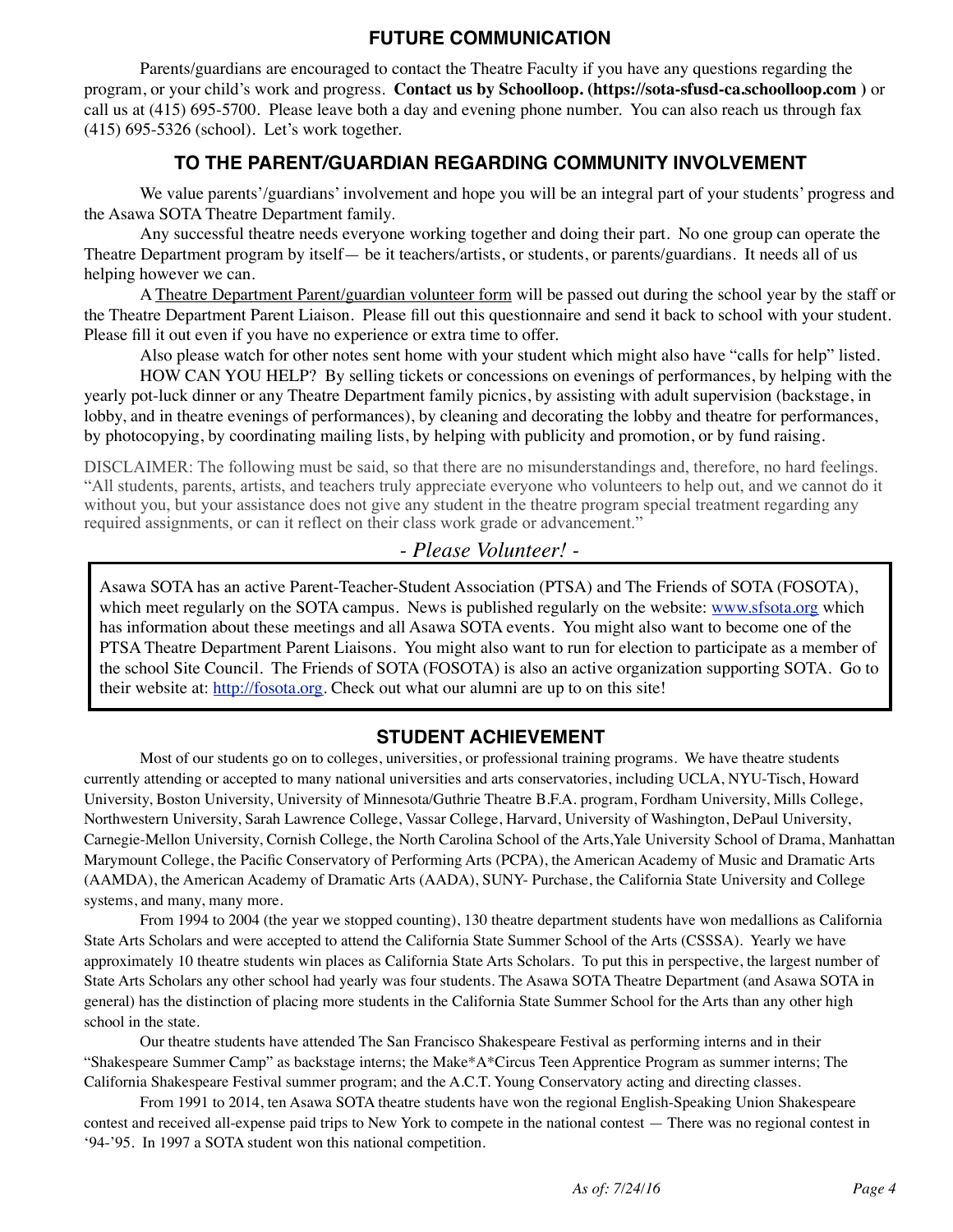## FUTURE COMMUNICATION

Parents/guardians are encouraged to contact the Theatre Faculty if you have any questions regarding the program, or your child's work and progress. **Contact us by Schoolloop. (https://sota-sfusd-ca.schoolloop.com )** or call us at (415) 695-5700. Please leave both a day and evening phone number. You can also reach us through fax (415) 695-5326 (school). Let's work together.

## TO THE PARENT/GUARDIAN REGARDING COMMUNITY INVOLVEMENT

We value parents'/guardians' involvement and hope you will be an integral part of your students' progress and the Asawa SOTA Theatre Department family.

Any successful theatre needs everyone working together and doing their part. No one group can operate the Theatre Department program by itself— be it teachers/artists, or students, or parents/guardians. It needs all of us helping however we can.

A Theatre Department Parent/guardian volunteer form will be passed out during the school year by the staff or the Theatre Department Parent Liaison. Please fill out this questionnaire and send it back to school with your student. Please fill it out even if you have no experience or extra time to offer.

Also please watch for other notes sent home with your student which might also have "calls for help" listed.

HOW CAN YOU HELP? By selling tickets or concessions on evenings of performances, by helping with the yearly pot-luck dinner or any Theatre Department family picnics, by assisting with adult supervision (backstage, in lobby, and in theatre evenings of performances), by cleaning and decorating the lobby and theatre for performances, by photocopying, by coordinating mailing lists, by helping with publicity and promotion, or by fund raising.

DISCLAIMER: The following must be said, so that there are no misunderstandings and, therefore, no hard feelings. "All students, parents, artists, and teachers truly appreciate everyone who volunteers to help out, and we cannot do it without you, but your assistance does not give any student in the theatre program special treatment regarding any required assignments, or can it reflect on their class work grade or advancement."

*- Please Volunteer! -*

Asawa SOTA has an active Parent-Teacher-Student Association (PTSA) and The Friends of SOTA (FOSOTA), which meet regularly on the SOTA campus. News is published regularly on the website: www.sfsota.org which has information about these meetings and all Asawa SOTA events. You might also want to become one of the PTSA Theatre Department Parent Liaisons. You might also want to run for election to participate as a member of the school Site Council. The Friends of SOTA (FOSOTA) is also an active organization supporting SOTA. Go to their website at: http://fosota.org. Check out what our alumni are up to on this site!

## STUDENT ACHIEVEMENT

Most of our students go on to colleges, universities, or professional training programs. We have theatre students currently attending or accepted to many national universities and arts conservatories, including UCLA, NYU-Tisch, Howard University, Boston University, University of Minnesota/Guthrie Theatre B.F.A. program, Fordham University, Mills College, Northwestern University, Sarah Lawrence College, Vassar College, Harvard, University of Washington, DePaul University, Carnegie-Mellon University, Cornish College, the North Carolina School of the Arts,Yale University School of Drama, Manhattan Marymount College, the Pacific Conservatory of Performing Arts (PCPA), the American Academy of Music and Dramatic Arts (AAMDA), the American Academy of Dramatic Arts (AADA), SUNY- Purchase, the California State University and College systems, and many, many more.

From 1994 to 2004 (the year we stopped counting), 130 theatre department students have won medallions as California State Arts Scholars and were accepted to attend the California State Summer School of the Arts (CSSSA). Yearly we have approximately 10 theatre students win places as California State Arts Scholars. To put this in perspective, the largest number of State Arts Scholars any other school had yearly was four students. The Asawa SOTA Theatre Department (and Asawa SOTA in general) has the distinction of placing more students in the California State Summer School for the Arts than any other high school in the state.

Our theatre students have attended The San Francisco Shakespeare Festival as performing interns and in their "Shakespeare Summer Camp" as backstage interns; the Make*A*Circus Teen Apprentice Program as summer interns; The California Shakespeare Festival summer program; and the A.C.T. Young Conservatory acting and directing classes.

From 1991 to 2014, ten Asawa SOTA theatre students have won the regional English-Speaking Union Shakespeare contest and received all-expense paid trips to New York to compete in the national contest — There was no regional contest in '94-'95. In 1997 a SOTA student won this national competition.

*As of: 7/24/16*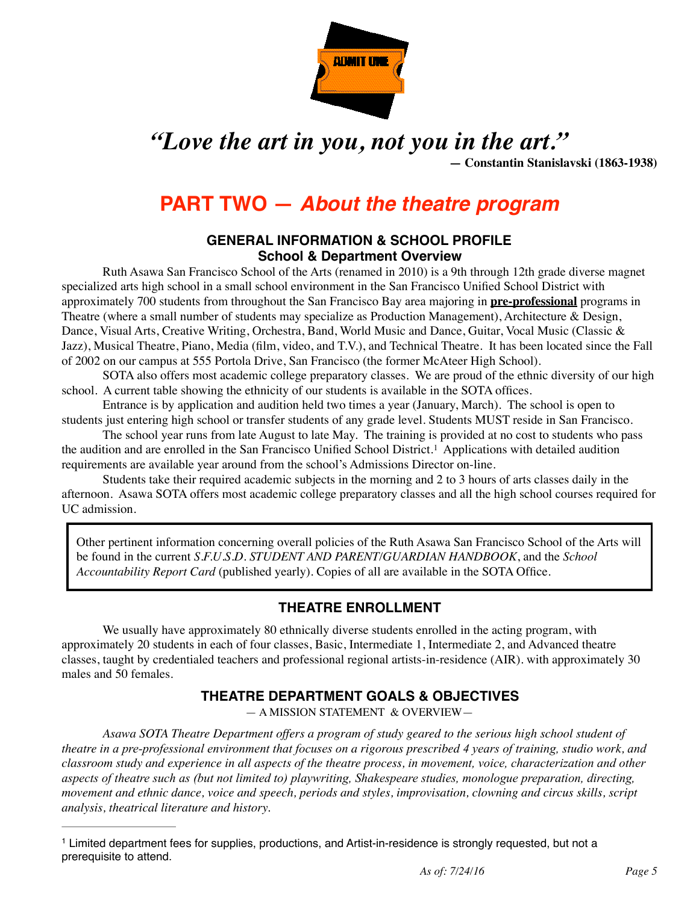*"Love the art in you, not you in the art."*

**— Constantin Stanislavski (1863-1938)**

# PART TWO — *About the theatre program*

## GENERAL INFORMATION & SCHOOL PROFILE

### School & Department Overview

Ruth Asawa San Francisco School of the Arts (renamed in 2010) is a 9th through 12th grade diverse magnet specialized arts high school in a small school environment in the San Francisco Unified School District with approximately 700 students from throughout the San Francisco Bay area majoring in **pre-professional** programs in Theatre (where a small number of students may specialize as Production Management), Architecture & Design, Dance, Visual Arts, Creative Writing, Orchestra, Band, World Music and Dance, Guitar, Vocal Music (Classic & Jazz), Musical Theatre, Piano, Media (film, video, and T.V.), and Technical Theatre. It has been located since the Fall of 2002 on our campus at 555 Portola Drive, San Francisco (the former McAteer High School).

SOTA also offers most academic college preparatory classes. We are proud of the ethnic diversity of our high school. A current table showing the ethnicity of our students is available in the SOTA offices.

Entrance is by application and audition held two times a year (January, March). The school is open to students just entering high school or transfer students of any grade level. Students MUST reside in San Francisco.

The school year runs from late August to late May. The training is provided at no cost to students who pass the audition and are enrolled in the San Francisco Unified School District.[1] Applications with detailed audition requirements are available year around from the school's Admissions Director on-line.

Students take their required academic subjects in the morning and 2 to 3 hours of arts classes daily in the afternoon. Asawa SOTA offers most academic college preparatory classes and all the high school courses required for UC admission.

> Other pertinent information concerning overall policies of the Ruth Asawa San Francisco School of the Arts will be found in the current *S.F.U.S.D. STUDENT AND PARENT/GUARDIAN HANDBOOK*, and the *School Accountability Report Card* (published yearly). Copies of all are available in the SOTA Office.

## THEATRE ENROLLMENT

We usually have approximately 80 ethnically diverse students enrolled in the acting program, with approximately 20 students in each of four classes, Basic, Intermediate 1, Intermediate 2, and Advanced theatre classes, taught by credentialed teachers and professional regional artists-in-residence (AIR). with approximately 30 males and 50 females.

## THEATRE DEPARTMENT GOALS & OBJECTIVES

— A MISSION STATEMENT & OVERVIEW—

*Asawa SOTA Theatre Department offers a program of study geared to the serious high school student of theatre in a pre-professional environment that focuses on a rigorous prescribed 4 years of training, studio work, and classroom study and experience in all aspects of the theatre process, in movement, voice, characterization and other aspects of theatre such as (but not limited to) playwriting, Shakespeare studies, monologue preparation, directing, movement and ethnic dance, voice and speech, periods and styles, improvisation, clowning and circus skills, script analysis, theatrical literature and history.*

---

[1] Limited department fees for supplies, productions, and Artist-in-residence is strongly requested, but not a prerequisite to attend.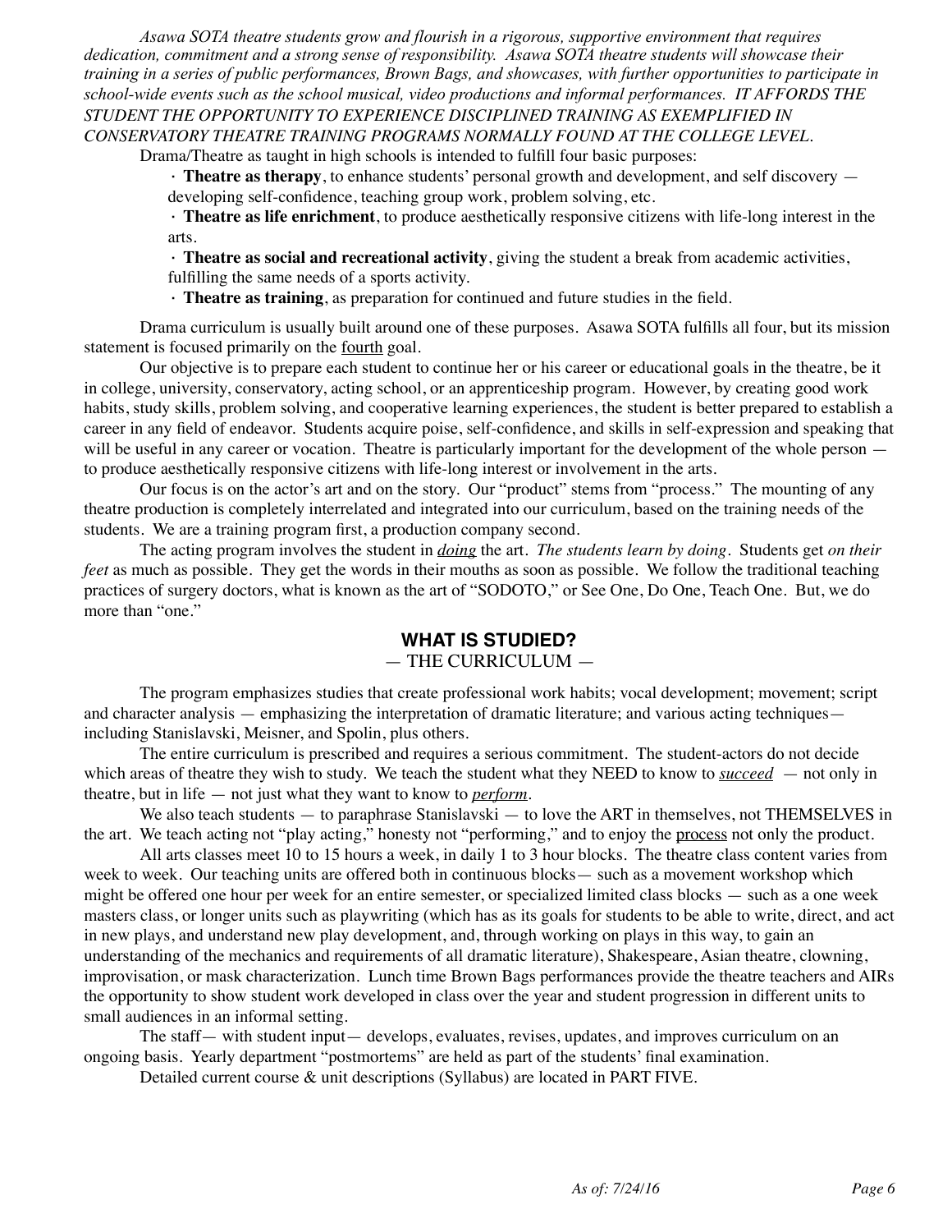*Asawa SOTA theatre students grow and flourish in a rigorous, supportive environment that requires dedication, commitment and a strong sense of responsibility. Asawa SOTA theatre students will showcase their training in a series of public performances, Brown Bags, and showcases, with further opportunities to participate in school-wide events such as the school musical, video productions and informal performances. IT AFFORDS THE STUDENT THE OPPORTUNITY TO EXPERIENCE DISCIPLINED TRAINING AS EXEMPLIFIED IN CONSERVATORY THEATRE TRAINING PROGRAMS NORMALLY FOUND AT THE COLLEGE LEVEL.*

Drama/Theatre as taught in high schools is intended to fulfill four basic purposes:

- **Theatre as therapy**, to enhance students' personal growth and development, and self discovery — developing self-confidence, teaching group work, problem solving, etc.
- **Theatre as life enrichment**, to produce aesthetically responsive citizens with life-long interest in the arts.
- **Theatre as social and recreational activity**, giving the student a break from academic activities, fulfilling the same needs of a sports activity.
- **Theatre as training**, as preparation for continued and future studies in the field.

Drama curriculum is usually built around one of these purposes. Asawa SOTA fulfills all four, but its mission statement is focused primarily on the <u>fourth</u> goal.

Our objective is to prepare each student to continue her or his career or educational goals in the theatre, be it in college, university, conservatory, acting school, or an apprenticeship program. However, by creating good work habits, study skills, problem solving, and cooperative learning experiences, the student is better prepared to establish a career in any field of endeavor. Students acquire poise, self-confidence, and skills in self-expression and speaking that will be useful in any career or vocation. Theatre is particularly important for the development of the whole person — to produce aesthetically responsive citizens with life-long interest or involvement in the arts.

Our focus is on the actor's art and on the story. Our "product" stems from "process." The mounting of any theatre production is completely interrelated and integrated into our curriculum, based on the training needs of the students. We are a training program first, a production company second.

The acting program involves the student in <u>*doing*</u> the art. *The students learn by doing*. Students get *on their feet* as much as possible. They get the words in their mouths as soon as possible. We follow the traditional teaching practices of surgery doctors, what is known as the art of "SODOTO," or See One, Do One, Teach One. But, we do more than "one."

## WHAT IS STUDIED?

— THE CURRICULUM —

The program emphasizes studies that create professional work habits; vocal development; movement; script and character analysis — emphasizing the interpretation of dramatic literature; and various acting techniques— including Stanislavski, Meisner, and Spolin, plus others.

The entire curriculum is prescribed and requires a serious commitment. The student-actors do not decide which areas of theatre they wish to study. We teach the student what they NEED to know to <u>*succeed*</u> — not only in theatre, but in life — not just what they want to know to <u>*perform*</u>.

We also teach students — to paraphrase Stanislavski — to love the ART in themselves, not THEMSELVES in the art. We teach acting not "play acting," honesty not "performing," and to enjoy the <u>process</u> not only the product.

All arts classes meet 10 to 15 hours a week, in daily 1 to 3 hour blocks. The theatre class content varies from week to week. Our teaching units are offered both in continuous blocks— such as a movement workshop which might be offered one hour per week for an entire semester, or specialized limited class blocks — such as a one week masters class, or longer units such as playwriting (which has as its goals for students to be able to write, direct, and act in new plays, and understand new play development, and, through working on plays in this way, to gain an understanding of the mechanics and requirements of all dramatic literature), Shakespeare, Asian theatre, clowning, improvisation, or mask characterization. Lunch time Brown Bags performances provide the theatre teachers and AIRs the opportunity to show student work developed in class over the year and student progression in different units to small audiences in an informal setting.

The staff— with student input— develops, evaluates, revises, updates, and improves curriculum on an ongoing basis. Yearly department "postmortems" are held as part of the students' final examination.

Detailed current course & unit descriptions (Syllabus) are located in PART FIVE.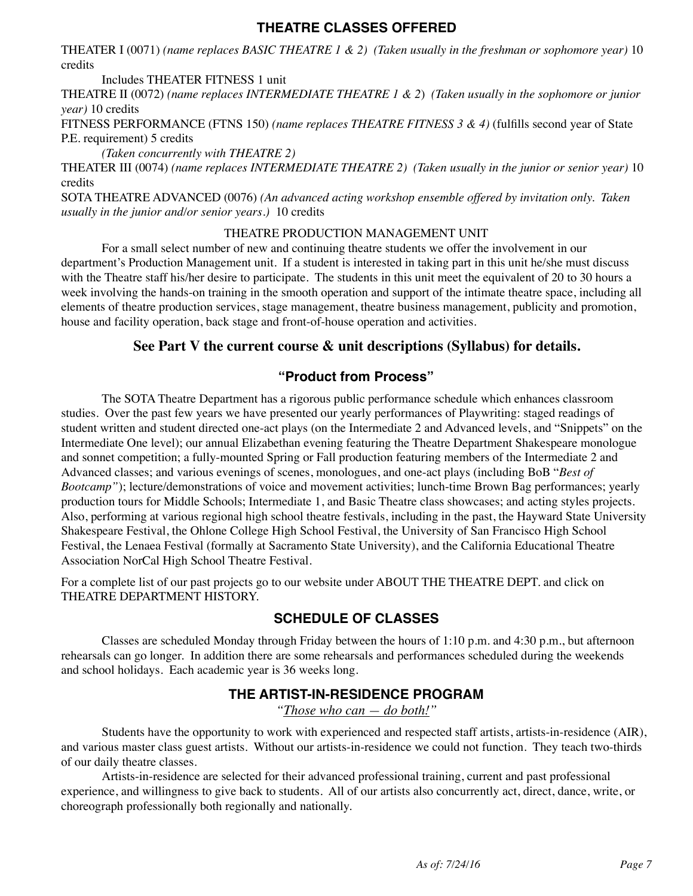## THEATRE CLASSES OFFERED

THEATER I (0071) *(name replaces BASIC THEATRE 1 & 2) (Taken usually in the freshman or sophomore year)* 10 credits

Includes THEATER FITNESS 1 unit

THEATRE II (0072) *(name replaces INTERMEDIATE THEATRE 1 & 2*) *(Taken usually in the sophomore or junior year)* 10 credits

FITNESS PERFORMANCE (FTNS 150) *(name replaces THEATRE FITNESS 3 & 4)* (fulfills second year of State P.E. requirement) 5 credits

*(Taken concurrently with THEATRE 2)*

THEATER III (0074) *(name replaces INTERMEDIATE THEATRE 2) (Taken usually in the junior or senior year)* 10 credits

SOTA THEATRE ADVANCED (0076) *(An advanced acting workshop ensemble offered by invitation only. Taken usually in the junior and/or senior years.)* 10 credits

THEATRE PRODUCTION MANAGEMENT UNIT

For a small select number of new and continuing theatre students we offer the involvement in our department's Production Management unit. If a student is interested in taking part in this unit he/she must discuss with the Theatre staff his/her desire to participate. The students in this unit meet the equivalent of 20 to 30 hours a week involving the hands-on training in the smooth operation and support of the intimate theatre space, including all elements of theatre production services, stage management, theatre business management, publicity and promotion, house and facility operation, back stage and front-of-house operation and activities.

### See Part V the current course & unit descriptions (Syllabus) for details.

### "Product from Process"

The SOTA Theatre Department has a rigorous public performance schedule which enhances classroom studies. Over the past few years we have presented our yearly performances of Playwriting: staged readings of student written and student directed one-act plays (on the Intermediate 2 and Advanced levels, and "Snippets" on the Intermediate One level); our annual Elizabethan evening featuring the Theatre Department Shakespeare monologue and sonnet competition; a fully-mounted Spring or Fall production featuring members of the Intermediate 2 and Advanced classes; and various evenings of scenes, monologues, and one-act plays (including BoB "*Best of Bootcamp"*); lecture/demonstrations of voice and movement activities; lunch-time Brown Bag performances; yearly production tours for Middle Schools; Intermediate 1, and Basic Theatre class showcases; and acting styles projects. Also, performing at various regional high school theatre festivals, including in the past, the Hayward State University Shakespeare Festival, the Ohlone College High School Festival, the University of San Francisco High School Festival, the Lenaea Festival (formally at Sacramento State University), and the California Educational Theatre Association NorCal High School Theatre Festival.

For a complete list of our past projects go to our website under ABOUT THE THEATRE DEPT. and click on THEATRE DEPARTMENT HISTORY.

## SCHEDULE OF CLASSES

Classes are scheduled Monday through Friday between the hours of 1:10 p.m. and 4:30 p.m., but afternoon rehearsals can go longer. In addition there are some rehearsals and performances scheduled during the weekends and school holidays. Each academic year is 36 weeks long.

## THE ARTIST-IN-RESIDENCE PROGRAM

*"Those who can — do both!"*

Students have the opportunity to work with experienced and respected staff artists, artists-in-residence (AIR), and various master class guest artists. Without our artists-in-residence we could not function. They teach two-thirds of our daily theatre classes.

Artists-in-residence are selected for their advanced professional training, current and past professional experience, and willingness to give back to students. All of our artists also concurrently act, direct, dance, write, or choreograph professionally both regionally and nationally.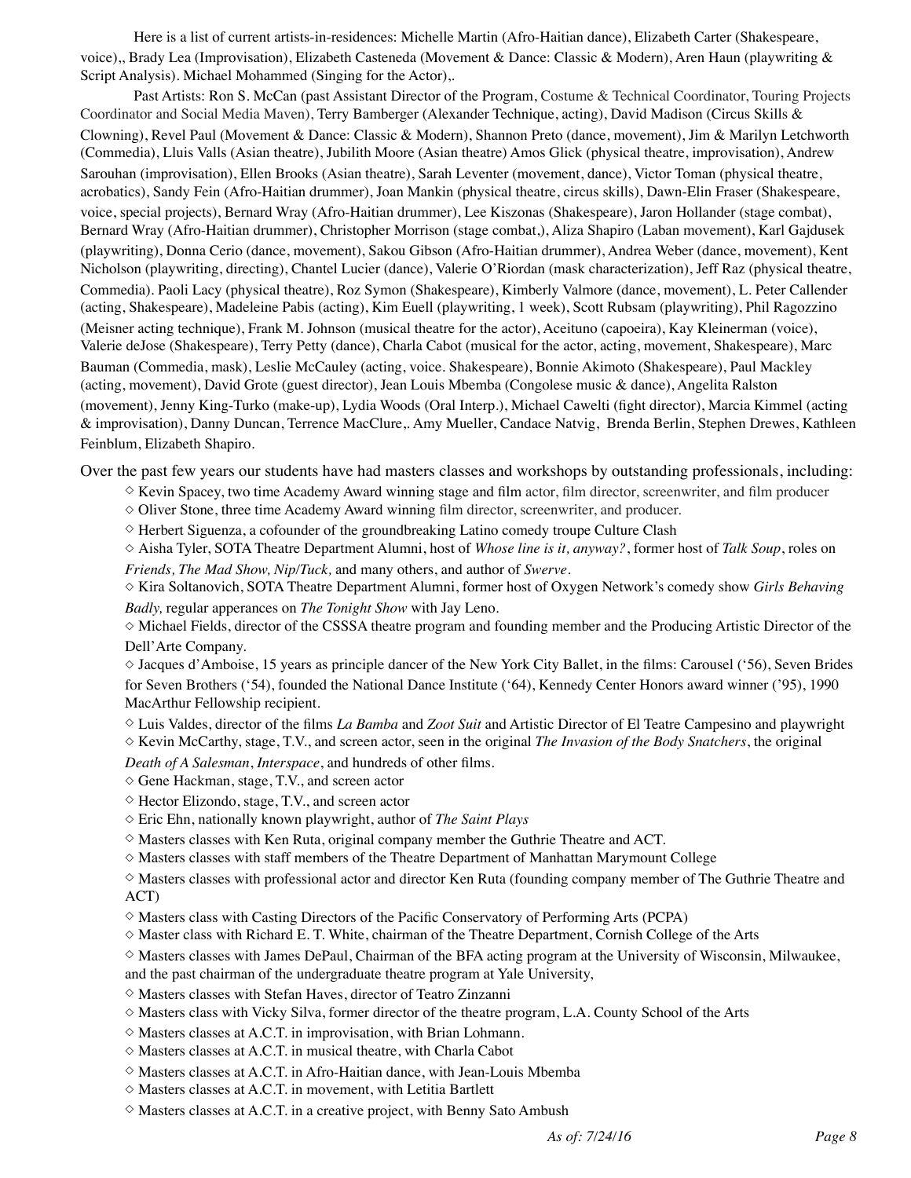Here is a list of current artists-in-residences: Michelle Martin (Afro-Haitian dance), Elizabeth Carter (Shakespeare, voice),, Brady Lea (Improvisation), Elizabeth Casteneda (Movement & Dance: Classic & Modern), Aren Haun (playwriting & Script Analysis). Michael Mohammed (Singing for the Actor),.

Past Artists: Ron S. McCan (past Assistant Director of the Program, Costume & Technical Coordinator, Touring Projects Coordinator and Social Media Maven), Terry Bamberger (Alexander Technique, acting), David Madison (Circus Skills & Clowning), Revel Paul (Movement & Dance: Classic & Modern), Shannon Preto (dance, movement), Jim & Marilyn Letchworth (Commedia), Lluis Valls (Asian theatre), Jubilith Moore (Asian theatre) Amos Glick (physical theatre, improvisation), Andrew Sarouhan (improvisation), Ellen Brooks (Asian theatre), Sarah Leventer (movement, dance), Victor Toman (physical theatre, acrobatics), Sandy Fein (Afro-Haitian drummer), Joan Mankin (physical theatre, circus skills), Dawn-Elin Fraser (Shakespeare, voice, special projects), Bernard Wray (Afro-Haitian drummer), Lee Kiszonas (Shakespeare), Jaron Hollander (stage combat), Bernard Wray (Afro-Haitian drummer), Christopher Morrison (stage combat,), Aliza Shapiro (Laban movement), Karl Gajdusek (playwriting), Donna Cerio (dance, movement), Sakou Gibson (Afro-Haitian drummer), Andrea Weber (dance, movement), Kent Nicholson (playwriting, directing), Chantel Lucier (dance), Valerie O'Riordan (mask characterization), Jeff Raz (physical theatre, Commedia). Paoli Lacy (physical theatre), Roz Symon (Shakespeare), Kimberly Valmore (dance, movement), L. Peter Callender (acting, Shakespeare), Madeleine Pabis (acting), Kim Euell (playwriting, 1 week), Scott Rubsam (playwriting), Phil Ragozzino (Meisner acting technique), Frank M. Johnson (musical theatre for the actor), Aceituno (capoeira), Kay Kleinerman (voice), Valerie deJose (Shakespeare), Terry Petty (dance), Charla Cabot (musical for the actor, acting, movement, Shakespeare), Marc Bauman (Commedia, mask), Leslie McCauley (acting, voice. Shakespeare), Bonnie Akimoto (Shakespeare), Paul Mackley (acting, movement), David Grote (guest director), Jean Louis Mbemba (Congolese music & dance), Angelita Ralston (movement), Jenny King-Turko (make-up), Lydia Woods (Oral Interp.), Michael Cawelti (fight director), Marcia Kimmel (acting & improvisation), Danny Duncan, Terrence MacClure,. Amy Mueller, Candace Natvig, Brenda Berlin, Stephen Drewes, Kathleen Feinblum, Elizabeth Shapiro.

Over the past few years our students have had masters classes and workshops by outstanding professionals, including:

- ◇ Kevin Spacey, two time Academy Award winning stage and film actor, film director, screenwriter, and film producer
- ◇ Oliver Stone, three time Academy Award winning film director, screenwriter, and producer.
- ◇ Herbert Siguenza, a cofounder of the groundbreaking Latino comedy troupe Culture Clash
- ◇ Aisha Tyler, SOTA Theatre Department Alumni, host of *Whose line is it, anyway?*, former host of *Talk Soup*, roles on *Friends, The Mad Show, Nip/Tuck,* and many others, and author of *Swerve*.
- ◇ Kira Soltanovich, SOTA Theatre Department Alumni, former host of Oxygen Network's comedy show *Girls Behaving Badly,* regular apperances on *The Tonight Show* with Jay Leno.
- ◇ Michael Fields, director of the CSSSA theatre program and founding member and the Producing Artistic Director of the Dell'Arte Company.
- ◇ Jacques d'Amboise, 15 years as principle dancer of the New York City Ballet, in the films: Carousel ('56), Seven Brides for Seven Brothers ('54), founded the National Dance Institute ('64), Kennedy Center Honors award winner ('95), 1990 MacArthur Fellowship recipient.
- ◇ Luis Valdes, director of the films *La Bamba* and *Zoot Suit* and Artistic Director of El Teatre Campesino and playwright
- ◇ Kevin McCarthy, stage, T.V., and screen actor, seen in the original *The Invasion of the Body Snatchers*, the original *Death of A Salesman*, *Interspace*, and hundreds of other films.
- ◇ Gene Hackman, stage, T.V., and screen actor
- ◇ Hector Elizondo, stage, T.V., and screen actor
- ◇ Eric Ehn, nationally known playwright, author of *The Saint Plays*
- ◇ Masters classes with Ken Ruta, original company member the Guthrie Theatre and ACT.
- ◇ Masters classes with staff members of the Theatre Department of Manhattan Marymount College
- ◇ Masters classes with professional actor and director Ken Ruta (founding company member of The Guthrie Theatre and ACT)
- ◇ Masters class with Casting Directors of the Pacific Conservatory of Performing Arts (PCPA)
- ◇ Master class with Richard E. T. White, chairman of the Theatre Department, Cornish College of the Arts
- ◇ Masters classes with James DePaul, Chairman of the BFA acting program at the University of Wisconsin, Milwaukee, and the past chairman of the undergraduate theatre program at Yale University,
- ◇ Masters classes with Stefan Haves, director of Teatro Zinzanni
- ◇ Masters class with Vicky Silva, former director of the theatre program, L.A. County School of the Arts
- ◇ Masters classes at A.C.T. in improvisation, with Brian Lohmann.
- ◇ Masters classes at A.C.T. in musical theatre, with Charla Cabot
- ◇ Masters classes at A.C.T. in Afro-Haitian dance, with Jean-Louis Mbemba
- ◇ Masters classes at A.C.T. in movement, with Letitia Bartlett
- ◇ Masters classes at A.C.T. in a creative project, with Benny Sato Ambush

*As of: 7/24/16*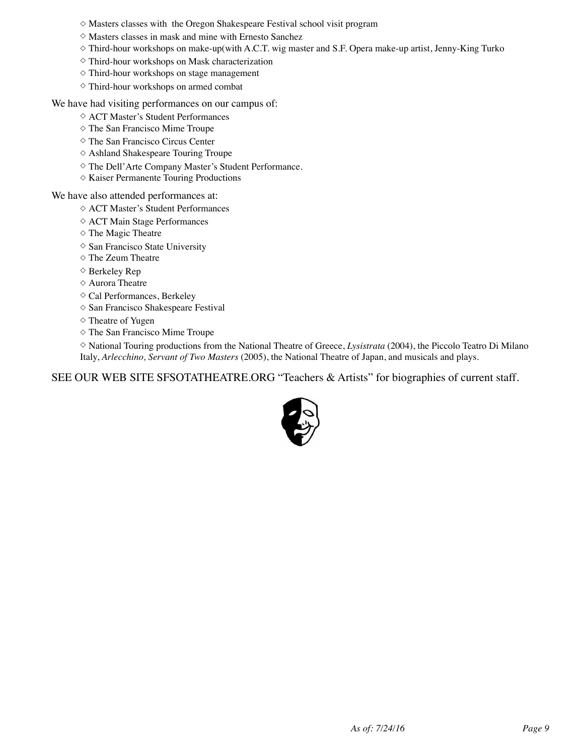- ◇ Masters classes with  the Oregon Shakespeare Festival school visit program
- ◇ Masters classes in mask and mine with Ernesto Sanchez
- ◇ Third-hour workshops on make-up(with A.C.T. wig master and S.F. Opera make-up artist, Jenny-King Turko
- ◇ Third-hour workshops on Mask characterization
- ◇ Third-hour workshops on stage management
- ◇ Third-hour workshops on armed combat

We have had visiting performances on our campus of:

- ◇ ACT Master's Student Performances
- ◇ The San Francisco Mime Troupe
- ◇ The San Francisco Circus Center
- ◇ Ashland Shakespeare Touring Troupe
- ◇ The Dell'Arte Company Master's Student Performance.
- ◇ Kaiser Permanente Touring Productions

We have also attended performances at:

- ◇ ACT Master's Student Performances
- ◇ ACT Main Stage Performances
- ◇ The Magic Theatre
- ◇ San Francisco State University
- ◇ The Zeum Theatre
- ◇ Berkeley Rep
- ◇ Aurora Theatre
- ◇ Cal Performances, Berkeley
- ◇ San Francisco Shakespeare Festival
- ◇ Theatre of Yugen
- ◇ The San Francisco Mime Troupe
- ◇ National Touring productions from the National Theatre of Greece, *Lysistrata* (2004), the Piccolo Teatro Di Milano Italy, *Arlecchino, Servant of Two Masters* (2005), the National Theatre of Japan, and musicals and plays.

SEE OUR WEB SITE SFSOTATHEATRE.ORG "Teachers & Artists" for biographies of current staff.

*As of: 7/24/16*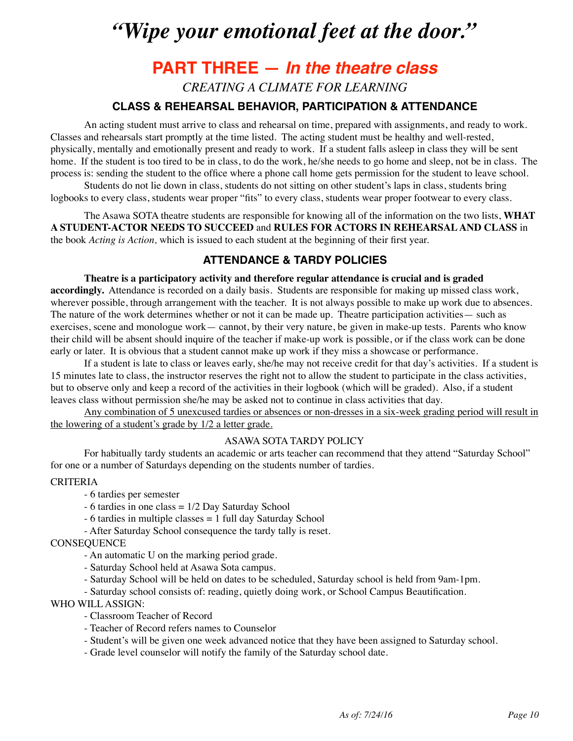# *"Wipe your emotional feet at the door."*

## PART THREE — *In the theatre class*

*CREATING A CLIMATE FOR LEARNING*

### CLASS & REHEARSAL BEHAVIOR, PARTICIPATION & ATTENDANCE

An acting student must arrive to class and rehearsal on time, prepared with assignments, and ready to work. Classes and rehearsals start promptly at the time listed. The acting student must be healthy and well-rested, physically, mentally and emotionally present and ready to work. If a student falls asleep in class they will be sent home. If the student is too tired to be in class, to do the work, he/she needs to go home and sleep, not be in class. The process is: sending the student to the office where a phone call home gets permission for the student to leave school.

Students do not lie down in class, students do not sitting on other student's laps in class, students bring logbooks to every class, students wear proper "fits" to every class, students wear proper footwear to every class.

The Asawa SOTA theatre students are responsible for knowing all of the information on the two lists, **WHAT A STUDENT-ACTOR NEEDS TO SUCCEED** and **RULES FOR ACTORS IN REHEARSAL AND CLASS** in the book *Acting is Action,* which is issued to each student at the beginning of their first year.

### ATTENDANCE & TARDY POLICIES

**Theatre is a participatory activity and therefore regular attendance is crucial and is graded accordingly.** Attendance is recorded on a daily basis. Students are responsible for making up missed class work, wherever possible, through arrangement with the teacher. It is not always possible to make up work due to absences. The nature of the work determines whether or not it can be made up. Theatre participation activities— such as exercises, scene and monologue work— cannot, by their very nature, be given in make-up tests. Parents who know their child will be absent should inquire of the teacher if make-up work is possible, or if the class work can be done early or later. It is obvious that a student cannot make up work if they miss a showcase or performance.

If a student is late to class or leaves early, she/he may not receive credit for that day's activities. If a student is 15 minutes late to class, the instructor reserves the right not to allow the student to participate in the class activities, but to observe only and keep a record of the activities in their logbook (which will be graded). Also, if a student leaves class without permission she/he may be asked not to continue in class activities that day.

<u>Any combination of 5 unexcused tardies or absences or non-dresses in a six-week grading period will result in the lowering of a student's grade by 1/2 a letter grade.</u>

ASAWA SOTA TARDY POLICY

For habitually tardy students an academic or arts teacher can recommend that they attend "Saturday School" for one or a number of Saturdays depending on the students number of tardies.

CRITERIA

- 6 tardies per semester
- 6 tardies in one class = 1/2 Day Saturday School
- 6 tardies in multiple classes = 1 full day Saturday School
- After Saturday School consequence the tardy tally is reset.

CONSEQUENCE

- An automatic U on the marking period grade.
- Saturday School held at Asawa Sota campus.
- Saturday School will be held on dates to be scheduled, Saturday school is held from 9am-1pm.
- Saturday school consists of: reading, quietly doing work, or School Campus Beautification.

WHO WILL ASSIGN:

- Classroom Teacher of Record
- Teacher of Record refers names to Counselor
- Student's will be given one week advanced notice that they have been assigned to Saturday school.
- Grade level counselor will notify the family of the Saturday school date.

*As of: 7/24/16*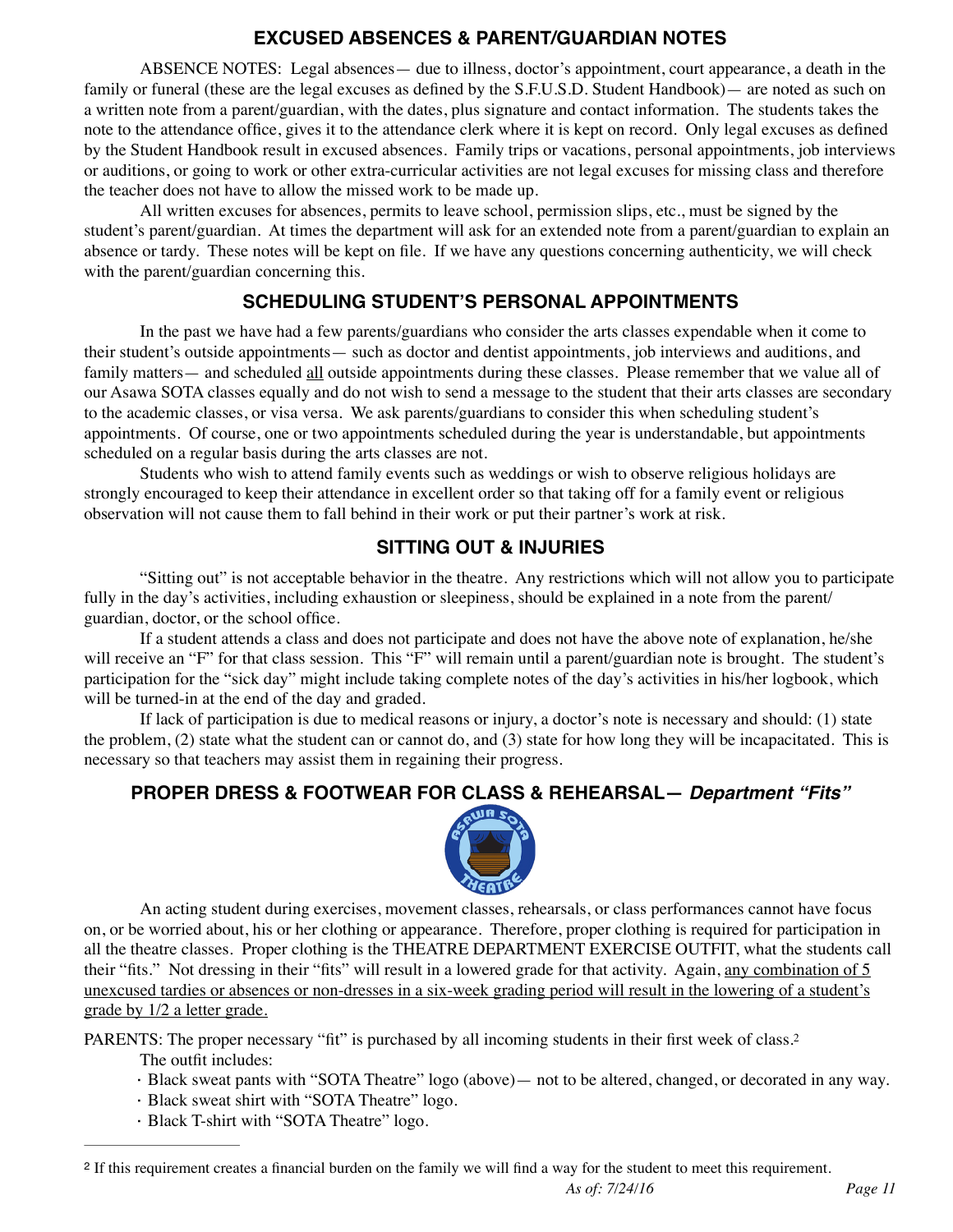## EXCUSED ABSENCES & PARENT/GUARDIAN NOTES

ABSENCE NOTES: Legal absences— due to illness, doctor's appointment, court appearance, a death in the family or funeral (these are the legal excuses as defined by the S.F.U.S.D. Student Handbook)— are noted as such on a written note from a parent/guardian, with the dates, plus signature and contact information. The students takes the note to the attendance office, gives it to the attendance clerk where it is kept on record. Only legal excuses as defined by the Student Handbook result in excused absences. Family trips or vacations, personal appointments, job interviews or auditions, or going to work or other extra-curricular activities are not legal excuses for missing class and therefore the teacher does not have to allow the missed work to be made up.

All written excuses for absences, permits to leave school, permission slips, etc., must be signed by the student's parent/guardian. At times the department will ask for an extended note from a parent/guardian to explain an absence or tardy. These notes will be kept on file. If we have any questions concerning authenticity, we will check with the parent/guardian concerning this.

## SCHEDULING STUDENT'S PERSONAL APPOINTMENTS

In the past we have had a few parents/guardians who consider the arts classes expendable when it come to their student's outside appointments— such as doctor and dentist appointments, job interviews and auditions, and family matters— and scheduled <u>all</u> outside appointments during these classes. Please remember that we value all of our Asawa SOTA classes equally and do not wish to send a message to the student that their arts classes are secondary to the academic classes, or visa versa. We ask parents/guardians to consider this when scheduling student's appointments. Of course, one or two appointments scheduled during the year is understandable, but appointments scheduled on a regular basis during the arts classes are not.

Students who wish to attend family events such as weddings or wish to observe religious holidays are strongly encouraged to keep their attendance in excellent order so that taking off for a family event or religious observation will not cause them to fall behind in their work or put their partner's work at risk.

## SITTING OUT & INJURIES

"Sitting out" is not acceptable behavior in the theatre. Any restrictions which will not allow you to participate fully in the day's activities, including exhaustion or sleepiness, should be explained in a note from the parent/guardian, doctor, or the school office.

If a student attends a class and does not participate and does not have the above note of explanation, he/she will receive an "F" for that class session. This "F" will remain until a parent/guardian note is brought. The student's participation for the "sick day" might include taking complete notes of the day's activities in his/her logbook, which will be turned-in at the end of the day and graded.

If lack of participation is due to medical reasons or injury, a doctor's note is necessary and should: (1) state the problem, (2) state what the student can or cannot do, and (3) state for how long they will be incapacitated. This is necessary so that teachers may assist them in regaining their progress.

## PROPER DRESS & FOOTWEAR FOR CLASS & REHEARSAL— *Department "Fits"*

An acting student during exercises, movement classes, rehearsals, or class performances cannot have focus on, or be worried about, his or her clothing or appearance. Therefore, proper clothing is required for participation in all the theatre classes. Proper clothing is the THEATRE DEPARTMENT EXERCISE OUTFIT, what the students call their "fits." Not dressing in their "fits" will result in a lowered grade for that activity. Again, <u>any combination of 5 unexcused tardies or absences or non-dresses in a six-week grading period will result in the lowering of a student's grade by 1/2 a letter grade.</u>

PARENTS: The proper necessary "fit" is purchased by all incoming students in their first week of class.[2]

The outfit includes:

- Black sweat pants with "SOTA Theatre" logo (above)— not to be altered, changed, or decorated in any way.
- Black sweat shirt with "SOTA Theatre" logo.
- Black T-shirt with "SOTA Theatre" logo.

---

[2] If this requirement creates a financial burden on the family we will find a way for the student to meet this requirement.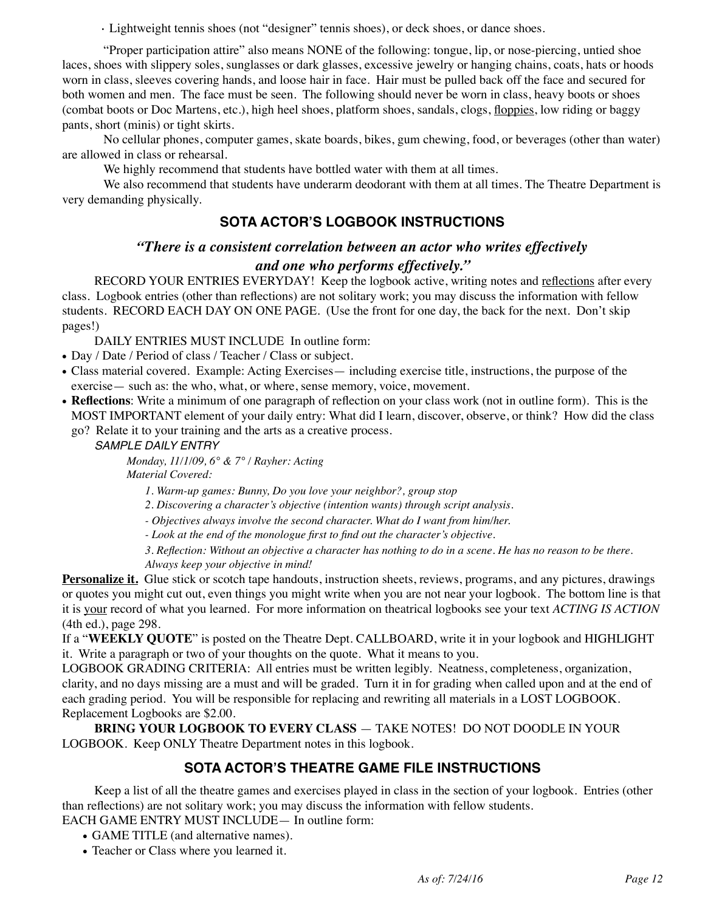- Lightweight tennis shoes (not "designer" tennis shoes), or deck shoes, or dance shoes.

"Proper participation attire" also means NONE of the following: tongue, lip, or nose-piercing, untied shoe laces, shoes with slippery soles, sunglasses or dark glasses, excessive jewelry or hanging chains, coats, hats or hoods worn in class, sleeves covering hands, and loose hair in face. Hair must be pulled back off the face and secured for both women and men. The face must be seen. The following should never be worn in class, heavy boots or shoes (combat boots or Doc Martens, etc.), high heel shoes, platform shoes, sandals, clogs, floppies, low riding or baggy pants, short (minis) or tight skirts.

No cellular phones, computer games, skate boards, bikes, gum chewing, food, or beverages (other than water) are allowed in class or rehearsal.

We highly recommend that students have bottled water with them at all times.

We also recommend that students have underarm deodorant with them at all times. The Theatre Department is very demanding physically.

## SOTA ACTOR'S LOGBOOK INSTRUCTIONS

***"There is a consistent correlation between an actor who writes effectively and one who performs effectively."***

RECORD YOUR ENTRIES EVERYDAY! Keep the logbook active, writing notes and reflections after every class. Logbook entries (other than reflections) are not solitary work; you may discuss the information with fellow students. RECORD EACH DAY ON ONE PAGE. (Use the front for one day, the back for the next. Don't skip pages!)

DAILY ENTRIES MUST INCLUDE In outline form:

- Day / Date / Period of class / Teacher / Class or subject.
- Class material covered. Example: Acting Exercises— including exercise title, instructions, the purpose of the exercise— such as: the who, what, or where, sense memory, voice, movement.
- **Reflections**: Write a minimum of one paragraph of reflection on your class work (not in outline form). This is the MOST IMPORTANT element of your daily entry: What did I learn, discover, observe, or think? How did the class go? Relate it to your training and the arts as a creative process.

*SAMPLE DAILY ENTRY*

*Monday, 11/1/09, 6° & 7° / Rayher: Acting*
*Material Covered:*

*1. Warm-up games: Bunny, Do you love your neighbor?, group stop*
*2. Discovering a character's objective (intention wants) through script analysis.*
*- Objectives always involve the second character. What do I want from him/her.*
*- Look at the end of the monologue first to find out the character's objective.*
*3. Reflection: Without an objective a character has nothing to do in a scene. He has no reason to be there. Always keep your objective in mind!*

**Personalize it.** Glue stick or scotch tape handouts, instruction sheets, reviews, programs, and any pictures, drawings or quotes you might cut out, even things you might write when you are not near your logbook. The bottom line is that it is your record of what you learned. For more information on theatrical logbooks see your text *ACTING IS ACTION* (4th ed.), page 298.

If a "**WEEKLY QUOTE**" is posted on the Theatre Dept. CALLBOARD, write it in your logbook and HIGHLIGHT it. Write a paragraph or two of your thoughts on the quote. What it means to you.

LOGBOOK GRADING CRITERIA: All entries must be written legibly. Neatness, completeness, organization, clarity, and no days missing are a must and will be graded. Turn it in for grading when called upon and at the end of each grading period. You will be responsible for replacing and rewriting all materials in a LOST LOGBOOK. Replacement Logbooks are $2.00.

**BRING YOUR LOGBOOK TO EVERY CLASS** — TAKE NOTES! DO NOT DOODLE IN YOUR LOGBOOK. Keep ONLY Theatre Department notes in this logbook.

## SOTA ACTOR'S THEATRE GAME FILE INSTRUCTIONS

Keep a list of all the theatre games and exercises played in class in the section of your logbook. Entries (other than reflections) are not solitary work; you may discuss the information with fellow students.

EACH GAME ENTRY MUST INCLUDE— In outline form:

- GAME TITLE (and alternative names).
- Teacher or Class where you learned it.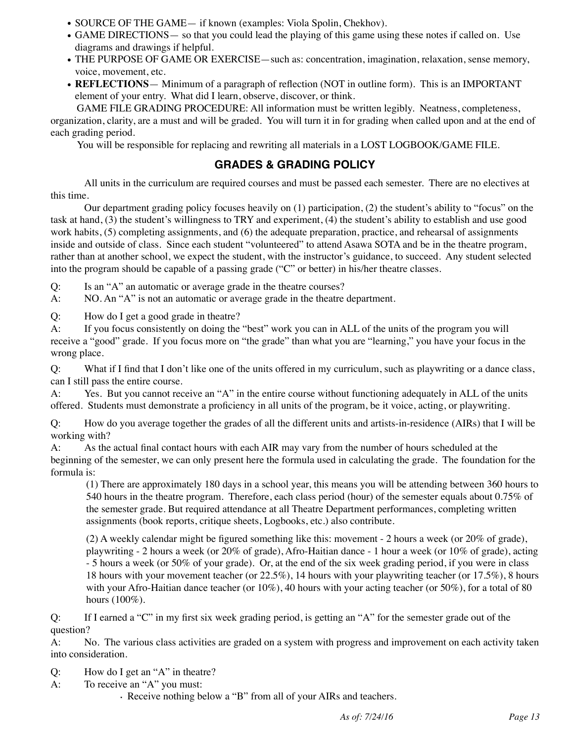- SOURCE OF THE GAME— if known (examples: Viola Spolin, Chekhov).
- GAME DIRECTIONS— so that you could lead the playing of this game using these notes if called on. Use diagrams and drawings if helpful.
- THE PURPOSE OF GAME OR EXERCISE—such as: concentration, imagination, relaxation, sense memory, voice, movement, etc.
- **REFLECTIONS**— Minimum of a paragraph of reflection (NOT in outline form). This is an IMPORTANT element of your entry. What did I learn, observe, discover, or think.

GAME FILE GRADING PROCEDURE: All information must be written legibly. Neatness, completeness, organization, clarity, are a must and will be graded. You will turn it in for grading when called upon and at the end of each grading period.

You will be responsible for replacing and rewriting all materials in a LOST LOGBOOK/GAME FILE.

## GRADES & GRADING POLICY

All units in the curriculum are required courses and must be passed each semester. There are no electives at this time.

Our department grading policy focuses heavily on (1) participation, (2) the student's ability to "focus" on the task at hand, (3) the student's willingness to TRY and experiment, (4) the student's ability to establish and use good work habits, (5) completing assignments, and (6) the adequate preparation, practice, and rehearsal of assignments inside and outside of class. Since each student "volunteered" to attend Asawa SOTA and be in the theatre program, rather than at another school, we expect the student, with the instructor's guidance, to succeed. Any student selected into the program should be capable of a passing grade ("C" or better) in his/her theatre classes.

Q: Is an "A" an automatic or average grade in the theatre courses?
A: NO. An "A" is not an automatic or average grade in the theatre department.

Q: How do I get a good grade in theatre?
A: If you focus consistently on doing the "best" work you can in ALL of the units of the program you will receive a "good" grade. If you focus more on "the grade" than what you are "learning," you have your focus in the wrong place.

Q: What if I find that I don't like one of the units offered in my curriculum, such as playwriting or a dance class, can I still pass the entire course.
A: Yes. But you cannot receive an "A" in the entire course without functioning adequately in ALL of the units offered. Students must demonstrate a proficiency in all units of the program, be it voice, acting, or playwriting.

Q: How do you average together the grades of all the different units and artists-in-residence (AIRs) that I will be working with?
A: As the actual final contact hours with each AIR may vary from the number of hours scheduled at the beginning of the semester, we can only present here the formula used in calculating the grade. The foundation for the formula is:

> (1) There are approximately 180 days in a school year, this means you will be attending between 360 hours to 540 hours in the theatre program. Therefore, each class period (hour) of the semester equals about 0.75% of the semester grade. But required attendance at all Theatre Department performances, completing written assignments (book reports, critique sheets, Logbooks, etc.) also contribute.
>
> (2) A weekly calendar might be figured something like this: movement - 2 hours a week (or 20% of grade), playwriting - 2 hours a week (or 20% of grade), Afro-Haitian dance - 1 hour a week (or 10% of grade), acting - 5 hours a week (or 50% of your grade). Or, at the end of the six week grading period, if you were in class 18 hours with your movement teacher (or 22.5%), 14 hours with your playwriting teacher (or 17.5%), 8 hours with your Afro-Haitian dance teacher (or 10%), 40 hours with your acting teacher (or 50%), for a total of 80 hours (100%).

Q: If I earned a "C" in my first six week grading period, is getting an "A" for the semester grade out of the question?
A: No. The various class activities are graded on a system with progress and improvement on each activity taken into consideration.

Q: How do I get an "A" in theatre?
A: To receive an "A" you must:

- Receive nothing below a "B" from all of your AIRs and teachers.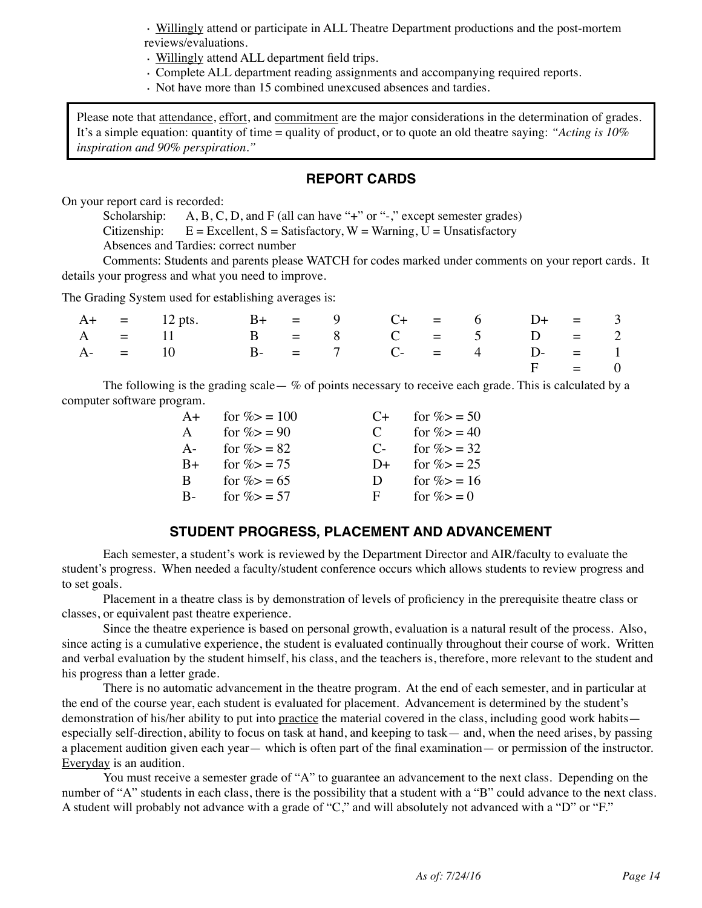- Willingly attend or participate in ALL Theatre Department productions and the post-mortem reviews/evaluations.
- Willingly attend ALL department field trips.
- Complete ALL department reading assignments and accompanying required reports.
- Not have more than 15 combined unexcused absences and tardies.

> Please note that attendance, effort, and commitment are the major considerations in the determination of grades. It's a simple equation: quantity of time = quality of product, or to quote an old theatre saying: *"Acting is 10% inspiration and 90% perspiration."*

## REPORT CARDS

On your report card is recorded:

Scholarship: A, B, C, D, and F (all can have "+" or "-," except semester grades)

Citizenship: E = Excellent, S = Satisfactory, W = Warning, U = Unsatisfactory

Absences and Tardies: correct number

Comments: Students and parents please WATCH for codes marked under comments on your report cards. It details your progress and what you need to improve.

The Grading System used for establishing averages is:

| | | | | | | | | | | | |
|---|---|---|---|---|---|---|---|---|---|---|---|
| A+ | = | 12 pts. | B+ | = | 9 | C+ | = | 6 | D+ | = | 3 |
| A | = | 11 | B | = | 8 | C | = | 5 | D | = | 2 |
| A- | = | 10 | B- | = | 7 | C- | = | 4 | D- | = | 1 |
| | | | | | | | | | F | = | 0 |

The following is the grading scale— % of points necessary to receive each grade. This is calculated by a computer software program.

| | | | |
|---|---|---|---|
| A+ | for %> = 100 | C+ | for %> = 50 |
| A | for %> = 90 | C | for %> = 40 |
| A- | for %> = 82 | C- | for %> = 32 |
| B+ | for %> = 75 | D+ | for %> = 25 |
| B | for %> = 65 | D | for %> = 16 |
| B- | for %> = 57 | F | for %> = 0 |

## STUDENT PROGRESS, PLACEMENT AND ADVANCEMENT

Each semester, a student's work is reviewed by the Department Director and AIR/faculty to evaluate the student's progress. When needed a faculty/student conference occurs which allows students to review progress and to set goals.

Placement in a theatre class is by demonstration of levels of proficiency in the prerequisite theatre class or classes, or equivalent past theatre experience.

Since the theatre experience is based on personal growth, evaluation is a natural result of the process. Also, since acting is a cumulative experience, the student is evaluated continually throughout their course of work. Written and verbal evaluation by the student himself, his class, and the teachers is, therefore, more relevant to the student and his progress than a letter grade.

There is no automatic advancement in the theatre program. At the end of each semester, and in particular at the end of the course year, each student is evaluated for placement. Advancement is determined by the student's demonstration of his/her ability to put into practice the material covered in the class, including good work habits— especially self-direction, ability to focus on task at hand, and keeping to task— and, when the need arises, by passing a placement audition given each year— which is often part of the final examination— or permission of the instructor. Everyday is an audition.

You must receive a semester grade of "A" to guarantee an advancement to the next class. Depending on the number of "A" students in each class, there is the possibility that a student with a "B" could advance to the next class. A student will probably not advance with a grade of "C," and will absolutely not advanced with a "D" or "F."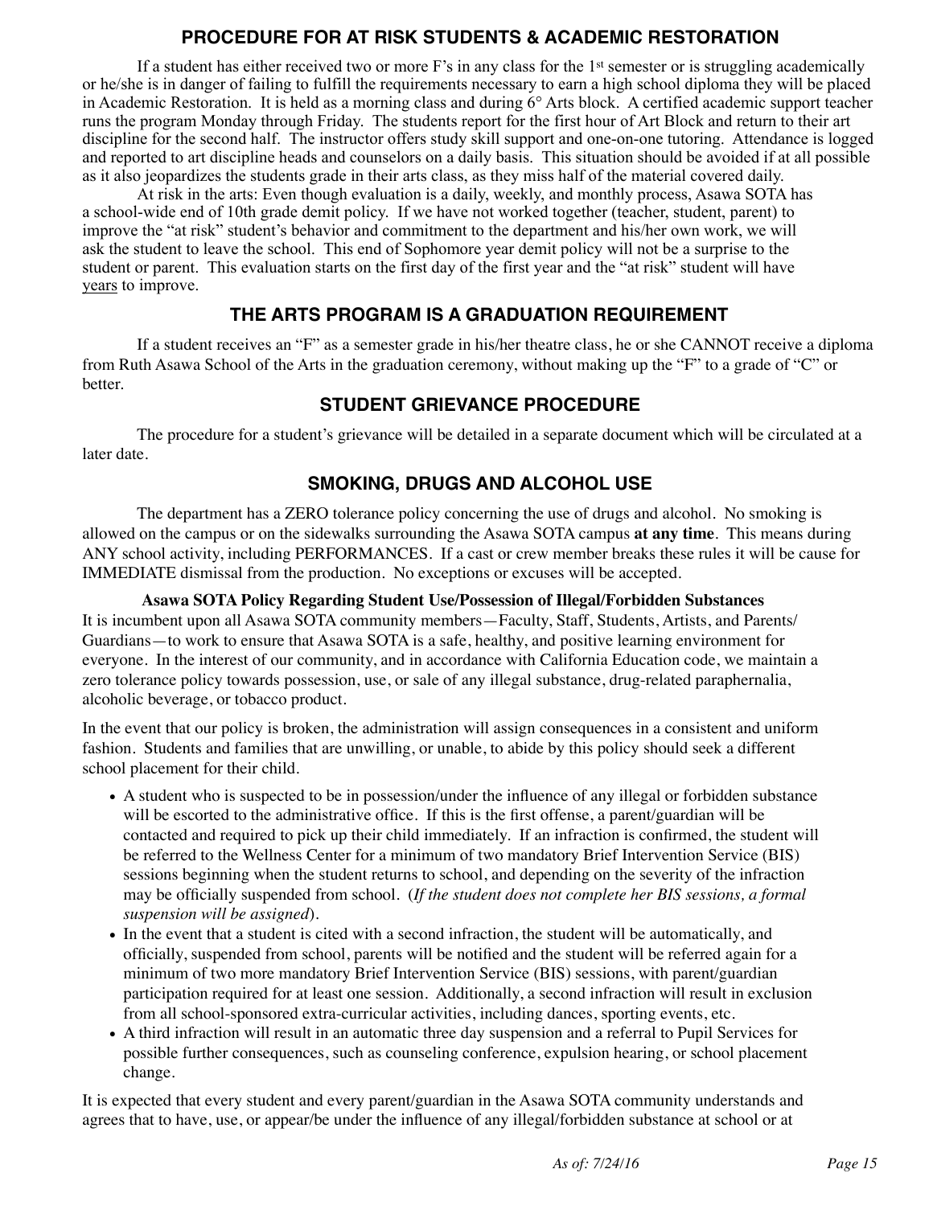## PROCEDURE FOR AT RISK STUDENTS & ACADEMIC RESTORATION

If a student has either received two or more F's in any class for the 1st semester or is struggling academically or he/she is in danger of failing to fulfill the requirements necessary to earn a high school diploma they will be placed in Academic Restoration. It is held as a morning class and during 6° Arts block. A certified academic support teacher runs the program Monday through Friday. The students report for the first hour of Art Block and return to their art discipline for the second half. The instructor offers study skill support and one-on-one tutoring. Attendance is logged and reported to art discipline heads and counselors on a daily basis. This situation should be avoided if at all possible as it also jeopardizes the students grade in their arts class, as they miss half of the material covered daily.

At risk in the arts: Even though evaluation is a daily, weekly, and monthly process, Asawa SOTA has a school-wide end of 10th grade demit policy. If we have not worked together (teacher, student, parent) to improve the "at risk" student's behavior and commitment to the department and his/her own work, we will ask the student to leave the school. This end of Sophomore year demit policy will not be a surprise to the student or parent. This evaluation starts on the first day of the first year and the "at risk" student will have <u>years</u> to improve.

## THE ARTS PROGRAM IS A GRADUATION REQUIREMENT

If a student receives an "F" as a semester grade in his/her theatre class, he or she CANNOT receive a diploma from Ruth Asawa School of the Arts in the graduation ceremony, without making up the "F" to a grade of "C" or better.

## STUDENT GRIEVANCE PROCEDURE

The procedure for a student's grievance will be detailed in a separate document which will be circulated at a later date.

## SMOKING, DRUGS AND ALCOHOL USE

The department has a ZERO tolerance policy concerning the use of drugs and alcohol. No smoking is allowed on the campus or on the sidewalks surrounding the Asawa SOTA campus **at any time**. This means during ANY school activity, including PERFORMANCES. If a cast or crew member breaks these rules it will be cause for IMMEDIATE dismissal from the production. No exceptions or excuses will be accepted.

**Asawa SOTA Policy Regarding Student Use/Possession of Illegal/Forbidden Substances**

It is incumbent upon all Asawa SOTA community members—Faculty, Staff, Students, Artists, and Parents/Guardians—to work to ensure that Asawa SOTA is a safe, healthy, and positive learning environment for everyone. In the interest of our community, and in accordance with California Education code, we maintain a zero tolerance policy towards possession, use, or sale of any illegal substance, drug-related paraphernalia, alcoholic beverage, or tobacco product.

In the event that our policy is broken, the administration will assign consequences in a consistent and uniform fashion. Students and families that are unwilling, or unable, to abide by this policy should seek a different school placement for their child.

- A student who is suspected to be in possession/under the influence of any illegal or forbidden substance will be escorted to the administrative office. If this is the first offense, a parent/guardian will be contacted and required to pick up their child immediately. If an infraction is confirmed, the student will be referred to the Wellness Center for a minimum of two mandatory Brief Intervention Service (BIS) sessions beginning when the student returns to school, and depending on the severity of the infraction may be officially suspended from school. (*If the student does not complete her BIS sessions, a formal suspension will be assigned*).
- In the event that a student is cited with a second infraction, the student will be automatically, and officially, suspended from school, parents will be notified and the student will be referred again for a minimum of two more mandatory Brief Intervention Service (BIS) sessions, with parent/guardian participation required for at least one session. Additionally, a second infraction will result in exclusion from all school-sponsored extra-curricular activities, including dances, sporting events, etc.
- A third infraction will result in an automatic three day suspension and a referral to Pupil Services for possible further consequences, such as counseling conference, expulsion hearing, or school placement change.

It is expected that every student and every parent/guardian in the Asawa SOTA community understands and agrees that to have, use, or appear/be under the influence of any illegal/forbidden substance at school or at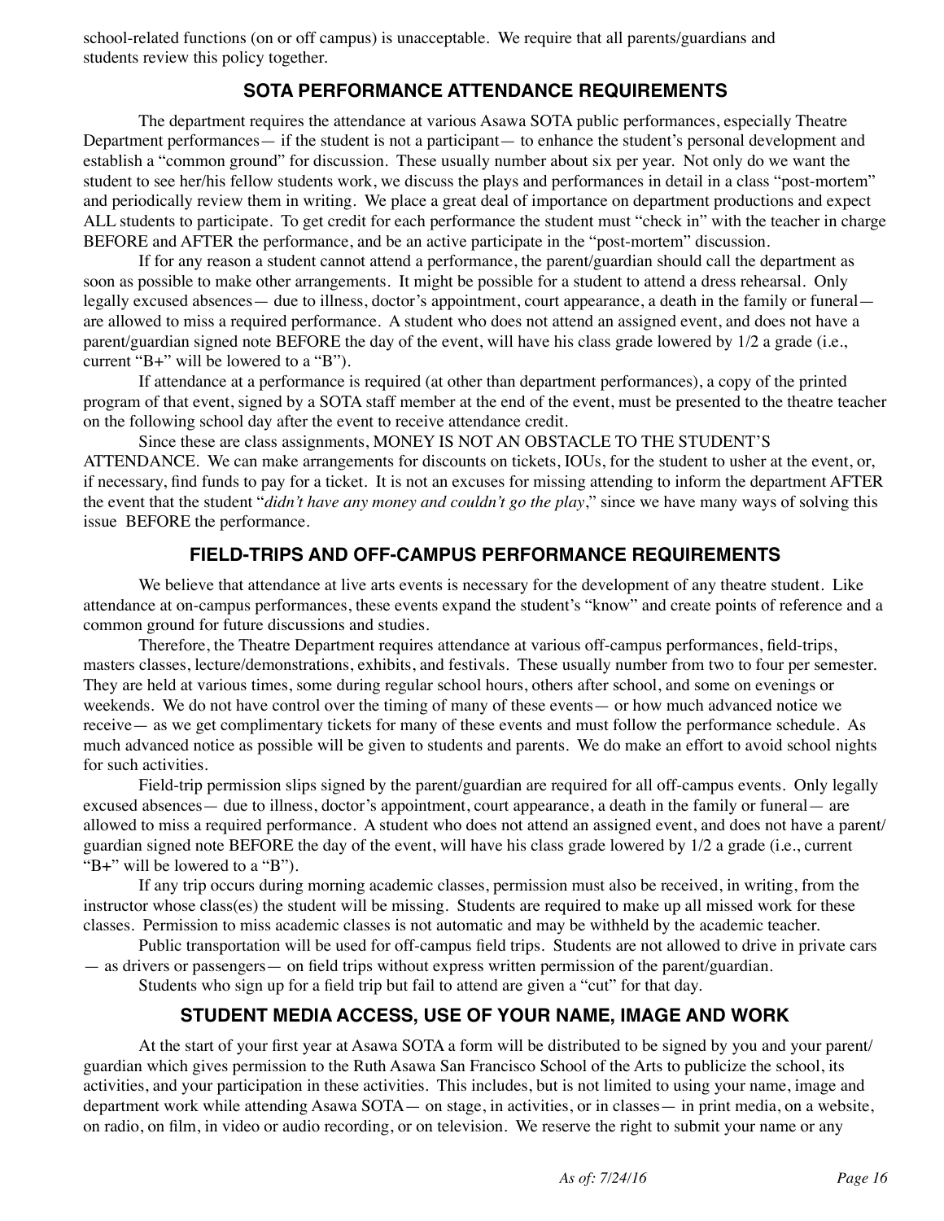school-related functions (on or off campus) is unacceptable. We require that all parents/guardians and students review this policy together.

## SOTA PERFORMANCE ATTENDANCE REQUIREMENTS

The department requires the attendance at various Asawa SOTA public performances, especially Theatre Department performances— if the student is not a participant— to enhance the student's personal development and establish a "common ground" for discussion. These usually number about six per year. Not only do we want the student to see her/his fellow students work, we discuss the plays and performances in detail in a class "post-mortem" and periodically review them in writing. We place a great deal of importance on department productions and expect ALL students to participate. To get credit for each performance the student must "check in" with the teacher in charge BEFORE and AFTER the performance, and be an active participate in the "post-mortem" discussion.

If for any reason a student cannot attend a performance, the parent/guardian should call the department as soon as possible to make other arrangements. It might be possible for a student to attend a dress rehearsal. Only legally excused absences— due to illness, doctor's appointment, court appearance, a death in the family or funeral— are allowed to miss a required performance. A student who does not attend an assigned event, and does not have a parent/guardian signed note BEFORE the day of the event, will have his class grade lowered by 1/2 a grade (i.e., current "B+" will be lowered to a "B").

If attendance at a performance is required (at other than department performances), a copy of the printed program of that event, signed by a SOTA staff member at the end of the event, must be presented to the theatre teacher on the following school day after the event to receive attendance credit.

Since these are class assignments, MONEY IS NOT AN OBSTACLE TO THE STUDENT'S ATTENDANCE. We can make arrangements for discounts on tickets, IOUs, for the student to usher at the event, or, if necessary, find funds to pay for a ticket. It is not an excuses for missing attending to inform the department AFTER the event that the student "*didn't have any money and couldn't go the play*," since we have many ways of solving this issue BEFORE the performance.

## FIELD-TRIPS AND OFF-CAMPUS PERFORMANCE REQUIREMENTS

We believe that attendance at live arts events is necessary for the development of any theatre student. Like attendance at on-campus performances, these events expand the student's "know" and create points of reference and a common ground for future discussions and studies.

Therefore, the Theatre Department requires attendance at various off-campus performances, field-trips, masters classes, lecture/demonstrations, exhibits, and festivals. These usually number from two to four per semester. They are held at various times, some during regular school hours, others after school, and some on evenings or weekends. We do not have control over the timing of many of these events— or how much advanced notice we receive— as we get complimentary tickets for many of these events and must follow the performance schedule. As much advanced notice as possible will be given to students and parents. We do make an effort to avoid school nights for such activities.

Field-trip permission slips signed by the parent/guardian are required for all off-campus events. Only legally excused absences— due to illness, doctor's appointment, court appearance, a death in the family or funeral— are allowed to miss a required performance. A student who does not attend an assigned event, and does not have a parent/guardian signed note BEFORE the day of the event, will have his class grade lowered by 1/2 a grade (i.e., current "B+" will be lowered to a "B").

If any trip occurs during morning academic classes, permission must also be received, in writing, from the instructor whose class(es) the student will be missing. Students are required to make up all missed work for these classes. Permission to miss academic classes is not automatic and may be withheld by the academic teacher.

Public transportation will be used for off-campus field trips. Students are not allowed to drive in private cars — as drivers or passengers— on field trips without express written permission of the parent/guardian.

Students who sign up for a field trip but fail to attend are given a "cut" for that day.

## STUDENT MEDIA ACCESS, USE OF YOUR NAME, IMAGE AND WORK

At the start of your first year at Asawa SOTA a form will be distributed to be signed by you and your parent/guardian which gives permission to the Ruth Asawa San Francisco School of the Arts to publicize the school, its activities, and your participation in these activities. This includes, but is not limited to using your name, image and department work while attending Asawa SOTA— on stage, in activities, or in classes— in print media, on a website, on radio, on film, in video or audio recording, or on television. We reserve the right to submit your name or any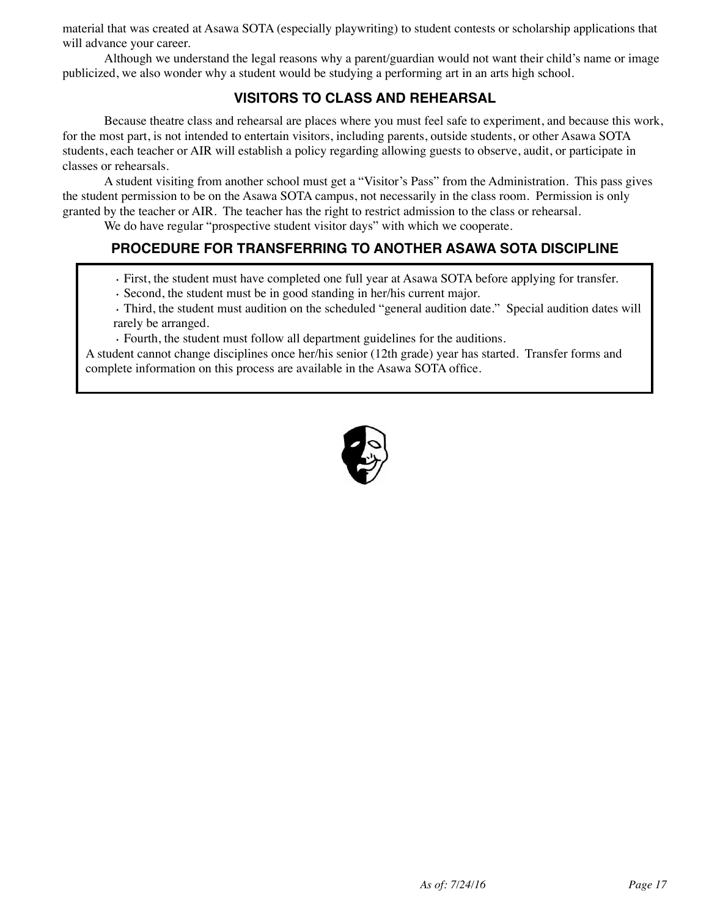material that was created at Asawa SOTA (especially playwriting) to student contests or scholarship applications that will advance your career.

Although we understand the legal reasons why a parent/guardian would not want their child's name or image publicized, we also wonder why a student would be studying a performing art in an arts high school.

## VISITORS TO CLASS AND REHEARSAL

Because theatre class and rehearsal are places where you must feel safe to experiment, and because this work, for the most part, is not intended to entertain visitors, including parents, outside students, or other Asawa SOTA students, each teacher or AIR will establish a policy regarding allowing guests to observe, audit, or participate in classes or rehearsals.

A student visiting from another school must get a "Visitor's Pass" from the Administration. This pass gives the student permission to be on the Asawa SOTA campus, not necessarily in the class room. Permission is only granted by the teacher or AIR. The teacher has the right to restrict admission to the class or rehearsal.

We do have regular "prospective student visitor days" with which we cooperate.

## PROCEDURE FOR TRANSFERRING TO ANOTHER ASAWA SOTA DISCIPLINE

- First, the student must have completed one full year at Asawa SOTA before applying for transfer.
- Second, the student must be in good standing in her/his current major.
- Third, the student must audition on the scheduled "general audition date." Special audition dates will rarely be arranged.
- Fourth, the student must follow all department guidelines for the auditions.

A student cannot change disciplines once her/his senior (12th grade) year has started. Transfer forms and complete information on this process are available in the Asawa SOTA office.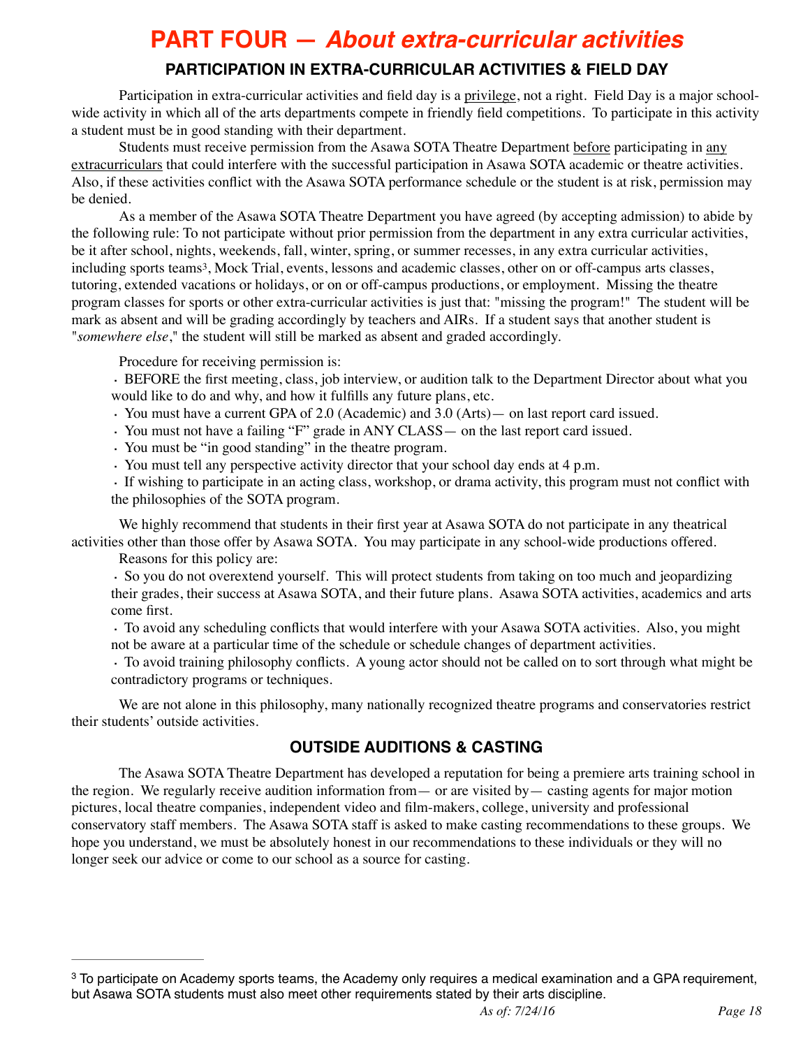# PART FOUR — *About extra-curricular activities*

## PARTICIPATION IN EXTRA-CURRICULAR ACTIVITIES & FIELD DAY

Participation in extra-curricular activities and field day is a privilege, not a right. Field Day is a major school-wide activity in which all of the arts departments compete in friendly field competitions. To participate in this activity a student must be in good standing with their department.

Students must receive permission from the Asawa SOTA Theatre Department before participating in any extracurriculars that could interfere with the successful participation in Asawa SOTA academic or theatre activities. Also, if these activities conflict with the Asawa SOTA performance schedule or the student is at risk, permission may be denied.

As a member of the Asawa SOTA Theatre Department you have agreed (by accepting admission) to abide by the following rule: To not participate without prior permission from the department in any extra curricular activities, be it after school, nights, weekends, fall, winter, spring, or summer recesses, in any extra curricular activities, including sports teams[3], Mock Trial, events, lessons and academic classes, other on or off-campus arts classes, tutoring, extended vacations or holidays, or on or off-campus productions, or employment. Missing the theatre program classes for sports or other extra-curricular activities is just that: "missing the program!" The student will be mark as absent and will be grading accordingly by teachers and AIRs. If a student says that another student is "*somewhere else*," the student will still be marked as absent and graded accordingly.

Procedure for receiving permission is:

- BEFORE the first meeting, class, job interview, or audition talk to the Department Director about what you would like to do and why, and how it fulfills any future plans, etc.
- You must have a current GPA of 2.0 (Academic) and 3.0 (Arts)— on last report card issued.
- You must not have a failing "F" grade in ANY CLASS— on the last report card issued.
- You must be "in good standing" in the theatre program.
- You must tell any perspective activity director that your school day ends at 4 p.m.
- If wishing to participate in an acting class, workshop, or drama activity, this program must not conflict with the philosophies of the SOTA program.

We highly recommend that students in their first year at Asawa SOTA do not participate in any theatrical activities other than those offer by Asawa SOTA. You may participate in any school-wide productions offered.

Reasons for this policy are:

- So you do not overextend yourself. This will protect students from taking on too much and jeopardizing their grades, their success at Asawa SOTA, and their future plans. Asawa SOTA activities, academics and arts come first.
- To avoid any scheduling conflicts that would interfere with your Asawa SOTA activities. Also, you might not be aware at a particular time of the schedule or schedule changes of department activities.
- To avoid training philosophy conflicts. A young actor should not be called on to sort through what might be contradictory programs or techniques.

We are not alone in this philosophy, many nationally recognized theatre programs and conservatories restrict their students' outside activities.

## OUTSIDE AUDITIONS & CASTING

The Asawa SOTA Theatre Department has developed a reputation for being a premiere arts training school in the region. We regularly receive audition information from— or are visited by— casting agents for major motion pictures, local theatre companies, independent video and film-makers, college, university and professional conservatory staff members. The Asawa SOTA staff is asked to make casting recommendations to these groups. We hope you understand, we must be absolutely honest in our recommendations to these individuals or they will no longer seek our advice or come to our school as a source for casting.

---

[3] To participate on Academy sports teams, the Academy only requires a medical examination and a GPA requirement, but Asawa SOTA students must also meet other requirements stated by their arts discipline.

*As of: 7/24/16*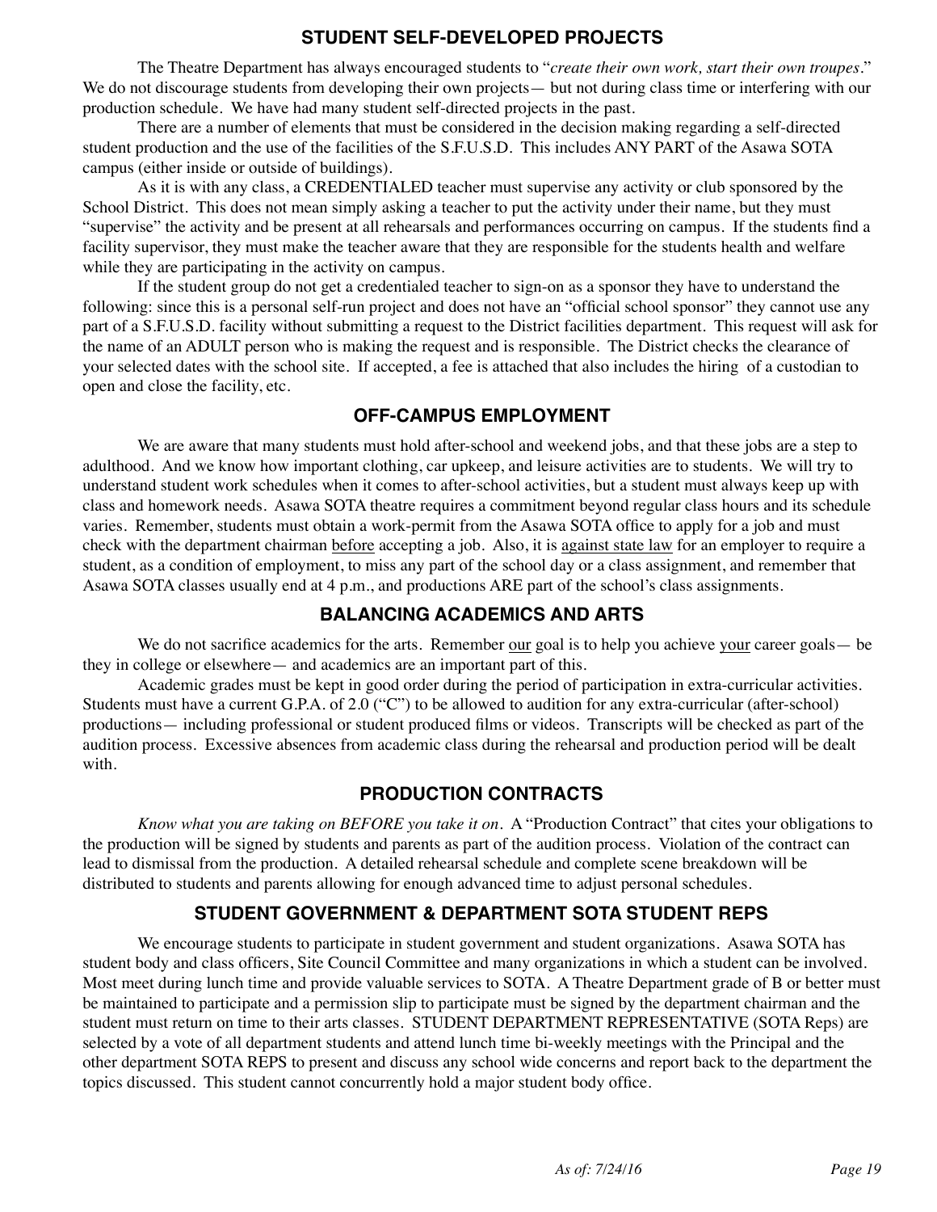## STUDENT SELF-DEVELOPED PROJECTS

The Theatre Department has always encouraged students to "*create their own work, start their own troupes*." We do not discourage students from developing their own projects— but not during class time or interfering with our production schedule. We have had many student self-directed projects in the past.

There are a number of elements that must be considered in the decision making regarding a self-directed student production and the use of the facilities of the S.F.U.S.D. This includes ANY PART of the Asawa SOTA campus (either inside or outside of buildings).

As it is with any class, a CREDENTIALED teacher must supervise any activity or club sponsored by the School District. This does not mean simply asking a teacher to put the activity under their name, but they must "supervise" the activity and be present at all rehearsals and performances occurring on campus. If the students find a facility supervisor, they must make the teacher aware that they are responsible for the students health and welfare while they are participating in the activity on campus.

If the student group do not get a credentialed teacher to sign-on as a sponsor they have to understand the following: since this is a personal self-run project and does not have an "official school sponsor" they cannot use any part of a S.F.U.S.D. facility without submitting a request to the District facilities department. This request will ask for the name of an ADULT person who is making the request and is responsible. The District checks the clearance of your selected dates with the school site. If accepted, a fee is attached that also includes the hiring of a custodian to open and close the facility, etc.

## OFF-CAMPUS EMPLOYMENT

We are aware that many students must hold after-school and weekend jobs, and that these jobs are a step to adulthood. And we know how important clothing, car upkeep, and leisure activities are to students. We will try to understand student work schedules when it comes to after-school activities, but a student must always keep up with class and homework needs. Asawa SOTA theatre requires a commitment beyond regular class hours and its schedule varies. Remember, students must obtain a work-permit from the Asawa SOTA office to apply for a job and must check with the department chairman <u>before</u> accepting a job. Also, it is <u>against state law</u> for an employer to require a student, as a condition of employment, to miss any part of the school day or a class assignment, and remember that Asawa SOTA classes usually end at 4 p.m., and productions ARE part of the school's class assignments.

## BALANCING ACADEMICS AND ARTS

We do not sacrifice academics for the arts. Remember <u>our</u> goal is to help you achieve <u>your</u> career goals— be they in college or elsewhere— and academics are an important part of this.

Academic grades must be kept in good order during the period of participation in extra-curricular activities. Students must have a current G.P.A. of 2.0 ("C") to be allowed to audition for any extra-curricular (after-school) productions— including professional or student produced films or videos. Transcripts will be checked as part of the audition process. Excessive absences from academic class during the rehearsal and production period will be dealt with.

## PRODUCTION CONTRACTS

*Know what you are taking on BEFORE you take it on*. A "Production Contract" that cites your obligations to the production will be signed by students and parents as part of the audition process. Violation of the contract can lead to dismissal from the production. A detailed rehearsal schedule and complete scene breakdown will be distributed to students and parents allowing for enough advanced time to adjust personal schedules.

## STUDENT GOVERNMENT & DEPARTMENT SOTA STUDENT REPS

We encourage students to participate in student government and student organizations. Asawa SOTA has student body and class officers, Site Council Committee and many organizations in which a student can be involved. Most meet during lunch time and provide valuable services to SOTA. A Theatre Department grade of B or better must be maintained to participate and a permission slip to participate must be signed by the department chairman and the student must return on time to their arts classes. STUDENT DEPARTMENT REPRESENTATIVE (SOTA Reps) are selected by a vote of all department students and attend lunch time bi-weekly meetings with the Principal and the other department SOTA REPS to present and discuss any school wide concerns and report back to the department the topics discussed. This student cannot concurrently hold a major student body office.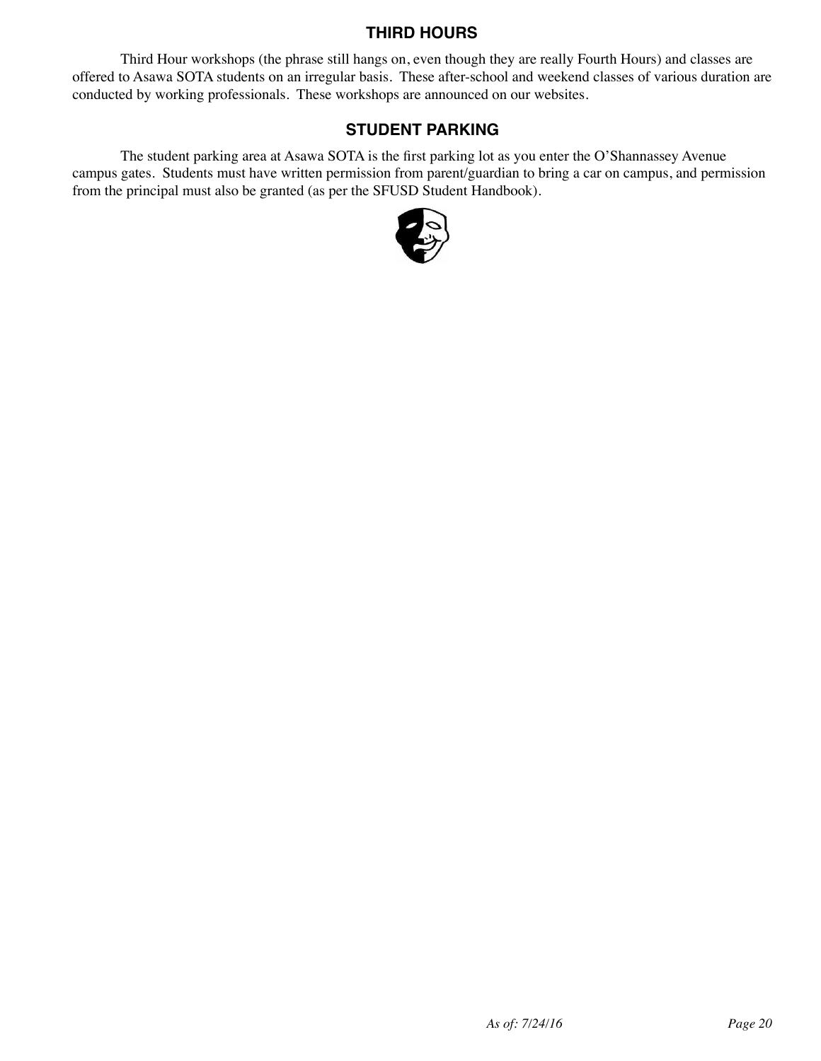## THIRD HOURS

Third Hour workshops (the phrase still hangs on, even though they are really Fourth Hours) and classes are offered to Asawa SOTA students on an irregular basis. These after-school and weekend classes of various duration are conducted by working professionals. These workshops are announced on our websites.

## STUDENT PARKING

The student parking area at Asawa SOTA is the first parking lot as you enter the O'Shannassey Avenue campus gates. Students must have written permission from parent/guardian to bring a car on campus, and permission from the principal must also be granted (as per the SFUSD Student Handbook).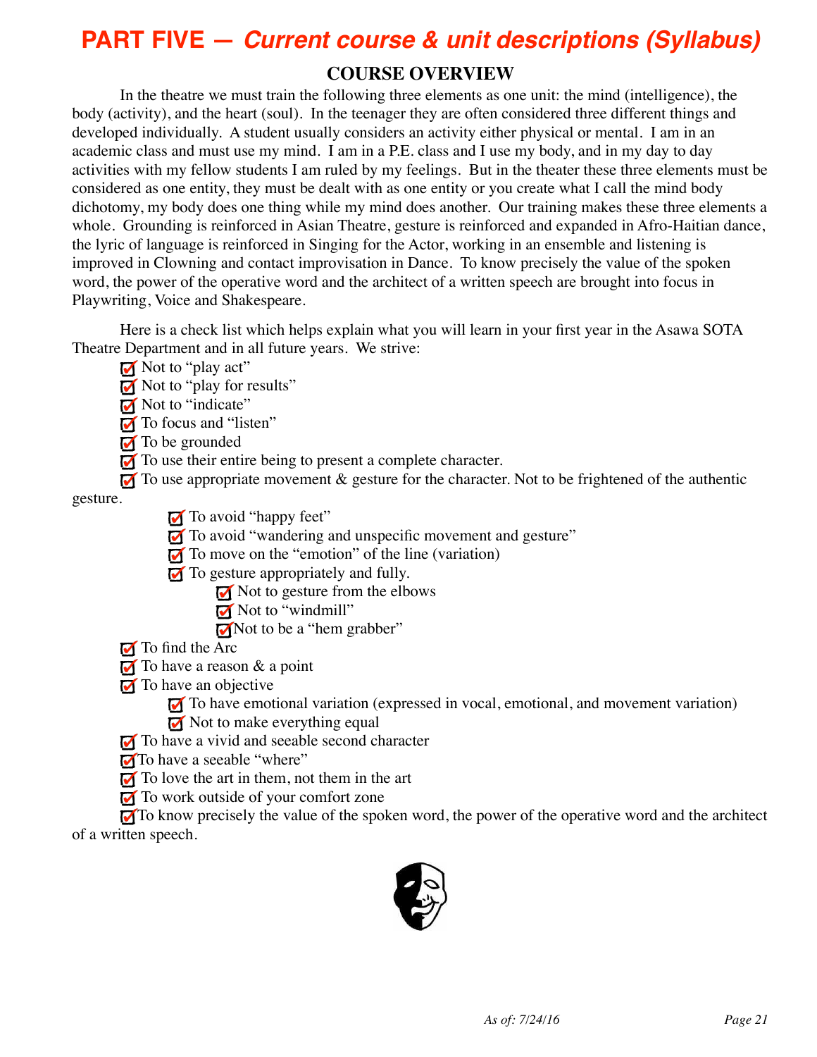# PART FIVE — *Current course & unit descriptions (Syllabus)*

## COURSE OVERVIEW

In the theatre we must train the following three elements as one unit: the mind (intelligence), the body (activity), and the heart (soul). In the teenager they are often considered three different things and developed individually. A student usually considers an activity either physical or mental. I am in an academic class and must use my mind. I am in a P.E. class and I use my body, and in my day to day activities with my fellow students I am ruled by my feelings. But in the theater these three elements must be considered as one entity, they must be dealt with as one entity or you create what I call the mind body dichotomy, my body does one thing while my mind does another. Our training makes these three elements a whole. Grounding is reinforced in Asian Theatre, gesture is reinforced and expanded in Afro-Haitian dance, the lyric of language is reinforced in Singing for the Actor, working in an ensemble and listening is improved in Clowning and contact improvisation in Dance. To know precisely the value of the spoken word, the power of the operative word and the architect of a written speech are brought into focus in Playwriting, Voice and Shakespeare.

Here is a check list which helps explain what you will learn in your first year in the Asawa SOTA Theatre Department and in all future years. We strive:

- ☑ Not to "play act"
- ☑ Not to "play for results"
- ☑ Not to "indicate"
- ☑ To focus and "listen"
- ☑ To be grounded
- ☑ To use their entire being to present a complete character.
- ☑ To use appropriate movement & gesture for the character. Not to be frightened of the authentic gesture.
  - ☑ To avoid "happy feet"
  - ☑ To avoid "wandering and unspecific movement and gesture"
  - ☑ To move on the "emotion" of the line (variation)
  - ☑ To gesture appropriately and fully.
    - ☑ Not to gesture from the elbows
    - ☑ Not to "windmill"
    - ☑ Not to be a "hem grabber"
- ☑ To find the Arc
- ☑ To have a reason & a point
- ☑ To have an objective
  - ☑ To have emotional variation (expressed in vocal, emotional, and movement variation)
  - ☑ Not to make everything equal
- ☑ To have a vivid and seeable second character
- ☑ To have a seeable "where"
- ☑ To love the art in them, not them in the art
- ☑ To work outside of your comfort zone
- ☑ To know precisely the value of the spoken word, the power of the operative word and the architect of a written speech.

*As of: 7/24/16*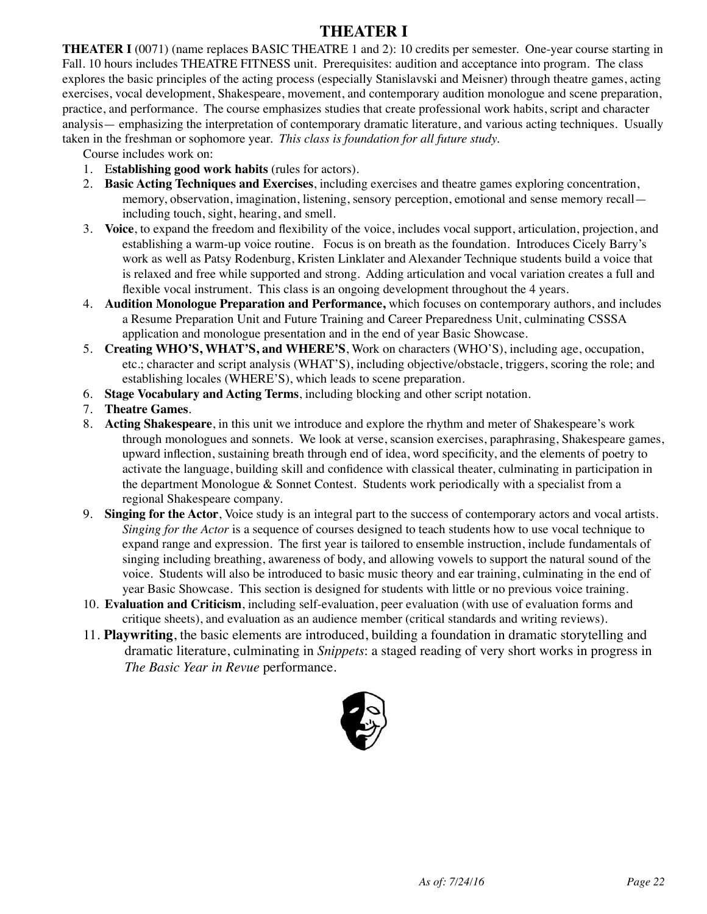# THEATER I

**THEATER I** (0071) (name replaces BASIC THEATRE 1 and 2): 10 credits per semester. One-year course starting in Fall. 10 hours includes THEATRE FITNESS unit. Prerequisites: audition and acceptance into program. The class explores the basic principles of the acting process (especially Stanislavski and Meisner) through theatre games, acting exercises, vocal development, Shakespeare, movement, and contemporary audition monologue and scene preparation, practice, and performance. The course emphasizes studies that create professional work habits, script and character analysis— emphasizing the interpretation of contemporary dramatic literature, and various acting techniques. Usually taken in the freshman or sophomore year. *This class is foundation for all future study.*

Course includes work on:

1. E**stablishing good work habits** (rules for actors).
2. **Basic Acting Techniques and Exercises**, including exercises and theatre games exploring concentration, memory, observation, imagination, listening, sensory perception, emotional and sense memory recall— including touch, sight, hearing, and smell.
3. **Voice**, to expand the freedom and flexibility of the voice, includes vocal support, articulation, projection, and establishing a warm-up voice routine. Focus is on breath as the foundation. Introduces Cicely Barry's work as well as Patsy Rodenburg, Kristen Linklater and Alexander Technique students build a voice that is relaxed and free while supported and strong. Adding articulation and vocal variation creates a full and flexible vocal instrument. This class is an ongoing development throughout the 4 years.
4. **Audition Monologue Preparation and Performance,** which focuses on contemporary authors, and includes a Resume Preparation Unit and Future Training and Career Preparedness Unit, culminating CSSSA application and monologue presentation and in the end of year Basic Showcase.
5. **Creating WHO'S, WHAT'S, and WHERE'S**, Work on characters (WHO'S), including age, occupation, etc.; character and script analysis (WHAT'S), including objective/obstacle, triggers, scoring the role; and establishing locales (WHERE'S), which leads to scene preparation.
6. **Stage Vocabulary and Acting Terms**, including blocking and other script notation.
7. **Theatre Games**.
8. **Acting Shakespeare**, in this unit we introduce and explore the rhythm and meter of Shakespeare's work through monologues and sonnets. We look at verse, scansion exercises, paraphrasing, Shakespeare games, upward inflection, sustaining breath through end of idea, word specificity, and the elements of poetry to activate the language, building skill and confidence with classical theater, culminating in participation in the department Monologue & Sonnet Contest. Students work periodically with a specialist from a regional Shakespeare company.
9. **Singing for the Actor**, Voice study is an integral part to the success of contemporary actors and vocal artists. *Singing for the Actor* is a sequence of courses designed to teach students how to use vocal technique to expand range and expression. The first year is tailored to ensemble instruction, include fundamentals of singing including breathing, awareness of body, and allowing vowels to support the natural sound of the voice. Students will also be introduced to basic music theory and ear training, culminating in the end of year Basic Showcase. This section is designed for students with little or no previous voice training.
10. **Evaluation and Criticism**, including self-evaluation, peer evaluation (with use of evaluation forms and critique sheets), and evaluation as an audience member (critical standards and writing reviews).
11. **Playwriting**, the basic elements are introduced, building a foundation in dramatic storytelling and dramatic literature, culminating in *Snippets*: a staged reading of very short works in progress in *The Basic Year in Revue* performance.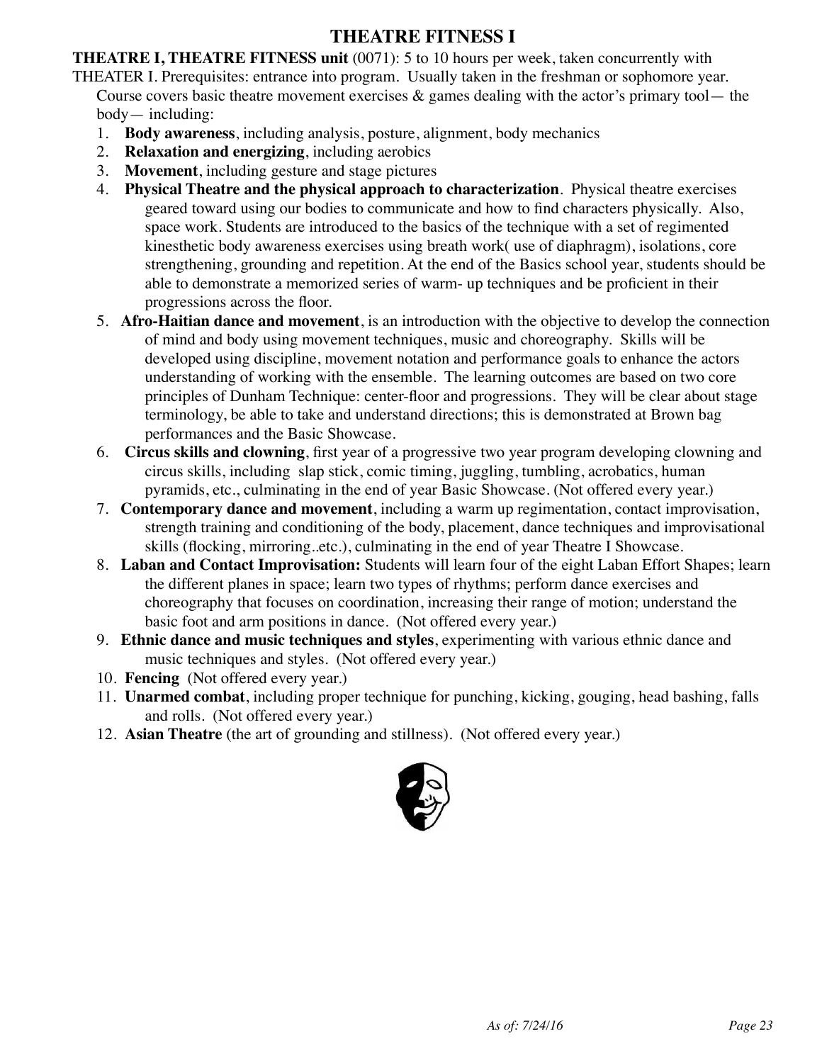# THEATRE FITNESS I

**THEATRE I, THEATRE FITNESS unit** (0071): 5 to 10 hours per week, taken concurrently with THEATER I. Prerequisites: entrance into program. Usually taken in the freshman or sophomore year. Course covers basic theatre movement exercises & games dealing with the actor's primary tool— the body— including:

1. **Body awareness**, including analysis, posture, alignment, body mechanics
2. **Relaxation and energizing**, including aerobics
3. **Movement**, including gesture and stage pictures
4. **Physical Theatre and the physical approach to characterization**. Physical theatre exercises geared toward using our bodies to communicate and how to find characters physically. Also, space work. Students are introduced to the basics of the technique with a set of regimented kinesthetic body awareness exercises using breath work( use of diaphragm), isolations, core strengthening, grounding and repetition. At the end of the Basics school year, students should be able to demonstrate a memorized series of warm- up techniques and be proficient in their progressions across the floor.
5. **Afro-Haitian dance and movement**, is an introduction with the objective to develop the connection of mind and body using movement techniques, music and choreography. Skills will be developed using discipline, movement notation and performance goals to enhance the actors understanding of working with the ensemble. The learning outcomes are based on two core principles of Dunham Technique: center-floor and progressions. They will be clear about stage terminology, be able to take and understand directions; this is demonstrated at Brown bag performances and the Basic Showcase.
6. **Circus skills and clowning**, first year of a progressive two year program developing clowning and circus skills, including slap stick, comic timing, juggling, tumbling, acrobatics, human pyramids, etc., culminating in the end of year Basic Showcase. (Not offered every year.)
7. **Contemporary dance and movement**, including a warm up regimentation, contact improvisation, strength training and conditioning of the body, placement, dance techniques and improvisational skills (flocking, mirroring..etc.), culminating in the end of year Theatre I Showcase.
8. **Laban and Contact Improvisation:** Students will learn four of the eight Laban Effort Shapes; learn the different planes in space; learn two types of rhythms; perform dance exercises and choreography that focuses on coordination, increasing their range of motion; understand the basic foot and arm positions in dance. (Not offered every year.)
9. **Ethnic dance and music techniques and styles**, experimenting with various ethnic dance and music techniques and styles. (Not offered every year.)
10. **Fencing** (Not offered every year.)
11. **Unarmed combat**, including proper technique for punching, kicking, gouging, head bashing, falls and rolls. (Not offered every year.)
12. **Asian Theatre** (the art of grounding and stillness). (Not offered every year.)

*As of: 7/24/16*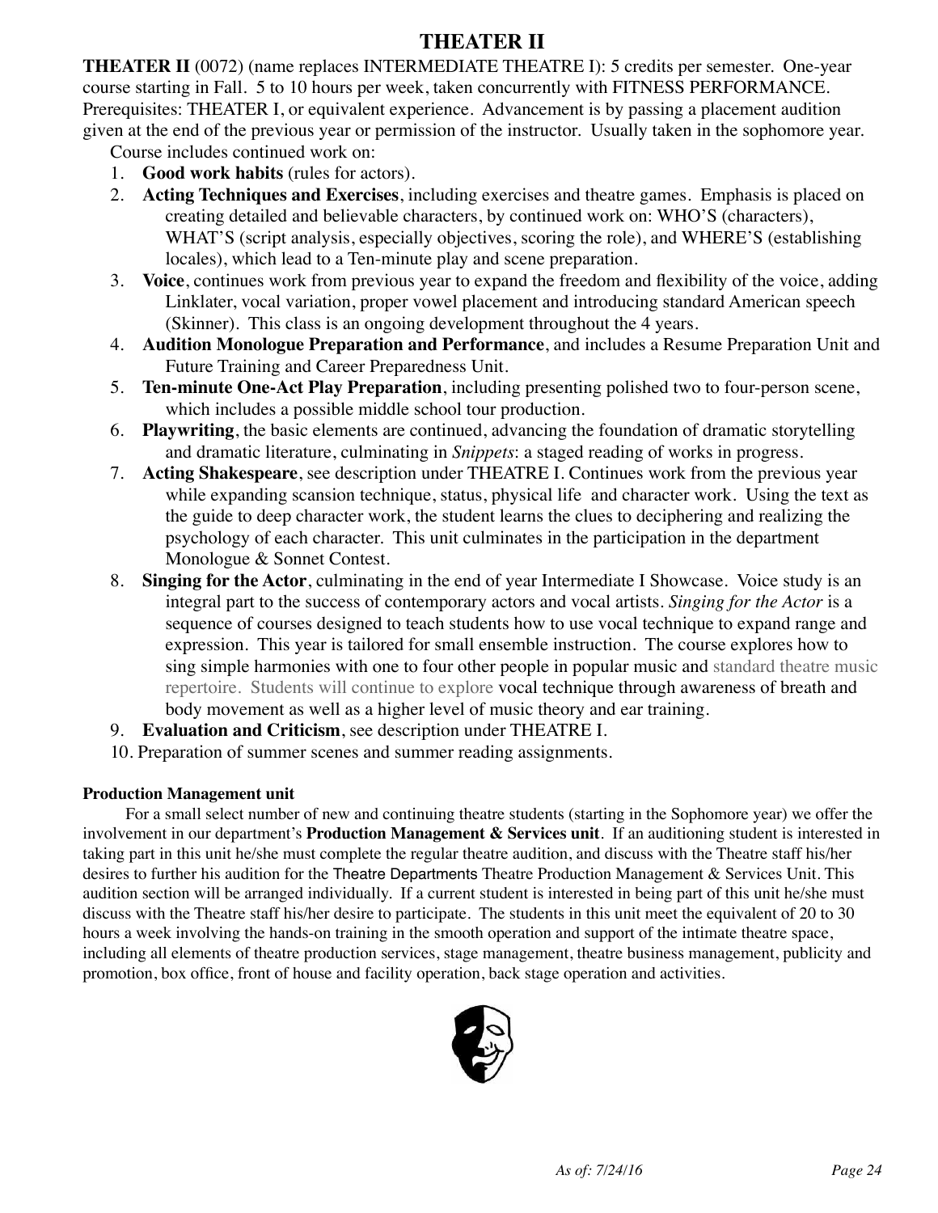# THEATER II

**THEATER II** (0072) (name replaces INTERMEDIATE THEATRE I): 5 credits per semester. One-year course starting in Fall. 5 to 10 hours per week, taken concurrently with FITNESS PERFORMANCE. Prerequisites: THEATER I, or equivalent experience. Advancement is by passing a placement audition given at the end of the previous year or permission of the instructor. Usually taken in the sophomore year.

Course includes continued work on:

1. **Good work habits** (rules for actors).
2. **Acting Techniques and Exercises**, including exercises and theatre games. Emphasis is placed on creating detailed and believable characters, by continued work on: WHO'S (characters), WHAT'S (script analysis, especially objectives, scoring the role), and WHERE'S (establishing locales), which lead to a Ten-minute play and scene preparation.
3. **Voice**, continues work from previous year to expand the freedom and flexibility of the voice, adding Linklater, vocal variation, proper vowel placement and introducing standard American speech (Skinner). This class is an ongoing development throughout the 4 years.
4. **Audition Monologue Preparation and Performance**, and includes a Resume Preparation Unit and Future Training and Career Preparedness Unit.
5. **Ten-minute One-Act Play Preparation**, including presenting polished two to four-person scene, which includes a possible middle school tour production.
6. **Playwriting**, the basic elements are continued, advancing the foundation of dramatic storytelling and dramatic literature, culminating in *Snippets*: a staged reading of works in progress.
7. **Acting Shakespeare**, see description under THEATRE I. Continues work from the previous year while expanding scansion technique, status, physical life and character work. Using the text as the guide to deep character work, the student learns the clues to deciphering and realizing the psychology of each character. This unit culminates in the participation in the department Monologue & Sonnet Contest.
8. **Singing for the Actor**, culminating in the end of year Intermediate I Showcase. Voice study is an integral part to the success of contemporary actors and vocal artists. *Singing for the Actor* is a sequence of courses designed to teach students how to use vocal technique to expand range and expression. This year is tailored for small ensemble instruction. The course explores how to sing simple harmonies with one to four other people in popular music and standard theatre music repertoire. Students will continue to explore vocal technique through awareness of breath and body movement as well as a higher level of music theory and ear training.
9. **Evaluation and Criticism**, see description under THEATRE I.
10. Preparation of summer scenes and summer reading assignments.

**Production Management unit**

For a small select number of new and continuing theatre students (starting in the Sophomore year) we offer the involvement in our department's **Production Management & Services unit**. If an auditioning student is interested in taking part in this unit he/she must complete the regular theatre audition, and discuss with the Theatre staff his/her desires to further his audition for the Theatre Departments Theatre Production Management & Services Unit. This audition section will be arranged individually. If a current student is interested in being part of this unit he/she must discuss with the Theatre staff his/her desire to participate. The students in this unit meet the equivalent of 20 to 30 hours a week involving the hands-on training in the smooth operation and support of the intimate theatre space, including all elements of theatre production services, stage management, theatre business management, publicity and promotion, box office, front of house and facility operation, back stage operation and activities.

*As of: 7/24/16*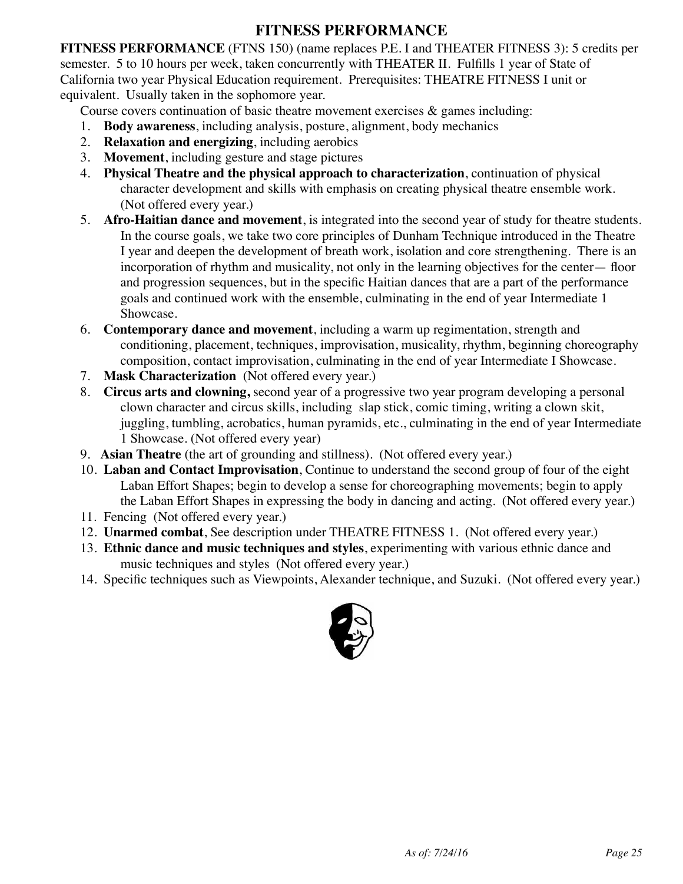# FITNESS PERFORMANCE

**FITNESS PERFORMANCE** (FTNS 150) (name replaces P.E. I and THEATER FITNESS 3): 5 credits per semester. 5 to 10 hours per week, taken concurrently with THEATER II. Fulfills 1 year of State of California two year Physical Education requirement. Prerequisites: THEATRE FITNESS I unit or equivalent. Usually taken in the sophomore year.

Course covers continuation of basic theatre movement exercises & games including:

1. **Body awareness**, including analysis, posture, alignment, body mechanics
2. **Relaxation and energizing**, including aerobics
3. **Movement**, including gesture and stage pictures
4. **Physical Theatre and the physical approach to characterization**, continuation of physical character development and skills with emphasis on creating physical theatre ensemble work. (Not offered every year.)
5. **Afro-Haitian dance and movement**, is integrated into the second year of study for theatre students. In the course goals, we take two core principles of Dunham Technique introduced in the Theatre I year and deepen the development of breath work, isolation and core strengthening. There is an incorporation of rhythm and musicality, not only in the learning objectives for the center— floor and progression sequences, but in the specific Haitian dances that are a part of the performance goals and continued work with the ensemble, culminating in the end of year Intermediate 1 Showcase.
6. **Contemporary dance and movement**, including a warm up regimentation, strength and conditioning, placement, techniques, improvisation, musicality, rhythm, beginning choreography composition, contact improvisation, culminating in the end of year Intermediate I Showcase.
7. **Mask Characterization** (Not offered every year.)
8. **Circus arts and clowning,** second year of a progressive two year program developing a personal clown character and circus skills, including slap stick, comic timing, writing a clown skit, juggling, tumbling, acrobatics, human pyramids, etc., culminating in the end of year Intermediate 1 Showcase. (Not offered every year)
9. **Asian Theatre** (the art of grounding and stillness). (Not offered every year.)
10. **Laban and Contact Improvisation**, Continue to understand the second group of four of the eight Laban Effort Shapes; begin to develop a sense for choreographing movements; begin to apply the Laban Effort Shapes in expressing the body in dancing and acting. (Not offered every year.)
11. Fencing (Not offered every year.)
12. **Unarmed combat**, See description under THEATRE FITNESS 1. (Not offered every year.)
13. **Ethnic dance and music techniques and styles**, experimenting with various ethnic dance and music techniques and styles (Not offered every year.)
14. Specific techniques such as Viewpoints, Alexander technique, and Suzuki. (Not offered every year.)

*As of: 7/24/16*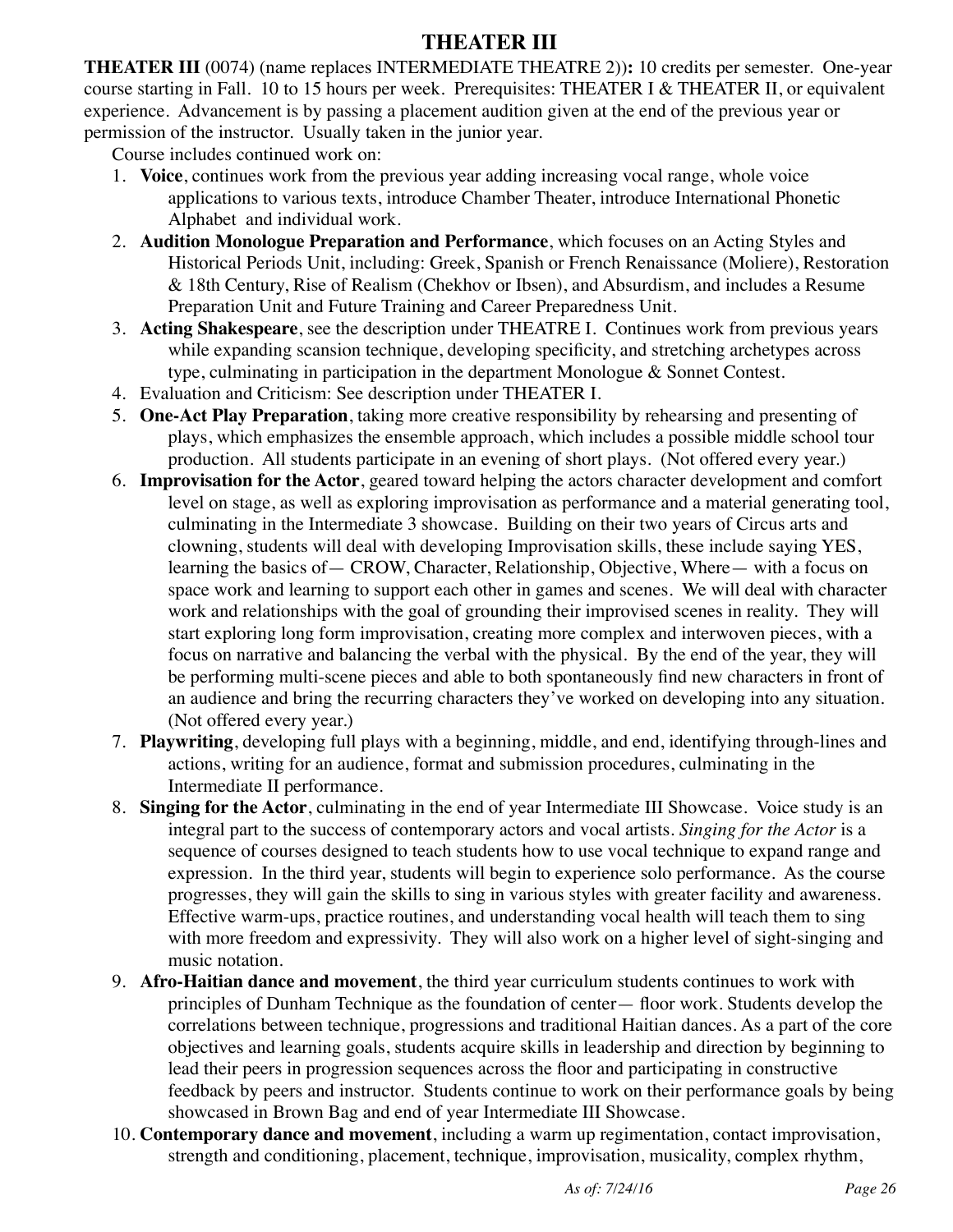# THEATER III

**THEATER III** (0074) (name replaces INTERMEDIATE THEATRE 2))**:** 10 credits per semester. One-year course starting in Fall. 10 to 15 hours per week. Prerequisites: THEATER I & THEATER II, or equivalent experience. Advancement is by passing a placement audition given at the end of the previous year or permission of the instructor. Usually taken in the junior year.

Course includes continued work on:

1. **Voice**, continues work from the previous year adding increasing vocal range, whole voice applications to various texts, introduce Chamber Theater, introduce International Phonetic Alphabet and individual work.
2. **Audition Monologue Preparation and Performance**, which focuses on an Acting Styles and Historical Periods Unit, including: Greek, Spanish or French Renaissance (Moliere), Restoration & 18th Century, Rise of Realism (Chekhov or Ibsen), and Absurdism, and includes a Resume Preparation Unit and Future Training and Career Preparedness Unit.
3. **Acting Shakespeare**, see the description under THEATRE I. Continues work from previous years while expanding scansion technique, developing specificity, and stretching archetypes across type, culminating in participation in the department Monologue & Sonnet Contest.
4. Evaluation and Criticism: See description under THEATER I.
5. **One-Act Play Preparation**, taking more creative responsibility by rehearsing and presenting of plays, which emphasizes the ensemble approach, which includes a possible middle school tour production. All students participate in an evening of short plays. (Not offered every year.)
6. **Improvisation for the Actor**, geared toward helping the actors character development and comfort level on stage, as well as exploring improvisation as performance and a material generating tool, culminating in the Intermediate 3 showcase. Building on their two years of Circus arts and clowning, students will deal with developing Improvisation skills, these include saying YES, learning the basics of— CROW, Character, Relationship, Objective, Where— with a focus on space work and learning to support each other in games and scenes. We will deal with character work and relationships with the goal of grounding their improvised scenes in reality. They will start exploring long form improvisation, creating more complex and interwoven pieces, with a focus on narrative and balancing the verbal with the physical. By the end of the year, they will be performing multi-scene pieces and able to both spontaneously find new characters in front of an audience and bring the recurring characters they've worked on developing into any situation. (Not offered every year.)
7. **Playwriting**, developing full plays with a beginning, middle, and end, identifying through-lines and actions, writing for an audience, format and submission procedures, culminating in the Intermediate II performance.
8. **Singing for the Actor**, culminating in the end of year Intermediate III Showcase. Voice study is an integral part to the success of contemporary actors and vocal artists. *Singing for the Actor* is a sequence of courses designed to teach students how to use vocal technique to expand range and expression. In the third year, students will begin to experience solo performance. As the course progresses, they will gain the skills to sing in various styles with greater facility and awareness. Effective warm-ups, practice routines, and understanding vocal health will teach them to sing with more freedom and expressivity. They will also work on a higher level of sight-singing and music notation.
9. **Afro-Haitian dance and movement**, the third year curriculum students continues to work with principles of Dunham Technique as the foundation of center— floor work. Students develop the correlations between technique, progressions and traditional Haitian dances. As a part of the core objectives and learning goals, students acquire skills in leadership and direction by beginning to lead their peers in progression sequences across the floor and participating in constructive feedback by peers and instructor. Students continue to work on their performance goals by being showcased in Brown Bag and end of year Intermediate III Showcase.
10. **Contemporary dance and movement**, including a warm up regimentation, contact improvisation, strength and conditioning, placement, technique, improvisation, musicality, complex rhythm,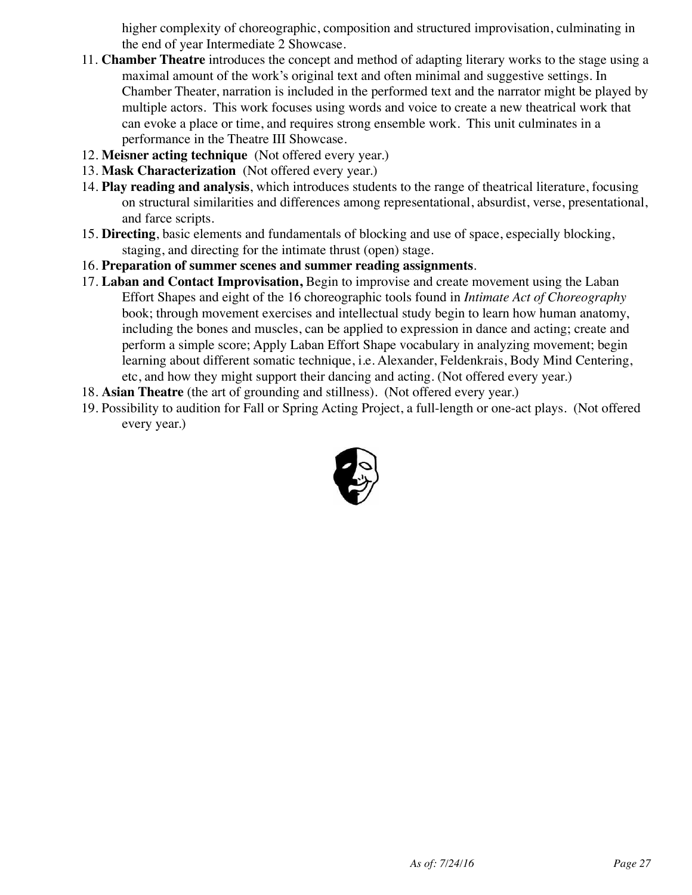higher complexity of choreographic, composition and structured improvisation, culminating in the end of year Intermediate 2 Showcase.

11. **Chamber Theatre** introduces the concept and method of adapting literary works to the stage using a maximal amount of the work's original text and often minimal and suggestive settings. In Chamber Theater, narration is included in the performed text and the narrator might be played by multiple actors. This work focuses using words and voice to create a new theatrical work that can evoke a place or time, and requires strong ensemble work. This unit culminates in a performance in the Theatre III Showcase.
12. **Meisner acting technique** (Not offered every year.)
13. **Mask Characterization** (Not offered every year.)
14. **Play reading and analysis**, which introduces students to the range of theatrical literature, focusing on structural similarities and differences among representational, absurdist, verse, presentational, and farce scripts.
15. **Directing**, basic elements and fundamentals of blocking and use of space, especially blocking, staging, and directing for the intimate thrust (open) stage.
16. **Preparation of summer scenes and summer reading assignments**.
17. **Laban and Contact Improvisation,** Begin to improvise and create movement using the Laban Effort Shapes and eight of the 16 choreographic tools found in *Intimate Act of Choreography* book; through movement exercises and intellectual study begin to learn how human anatomy, including the bones and muscles, can be applied to expression in dance and acting; create and perform a simple score; Apply Laban Effort Shape vocabulary in analyzing movement; begin learning about different somatic technique, i.e. Alexander, Feldenkrais, Body Mind Centering, etc, and how they might support their dancing and acting. (Not offered every year.)
18. **Asian Theatre** (the art of grounding and stillness). (Not offered every year.)
19. Possibility to audition for Fall or Spring Acting Project, a full-length or one-act plays. (Not offered every year.)

*As of: 7/24/16*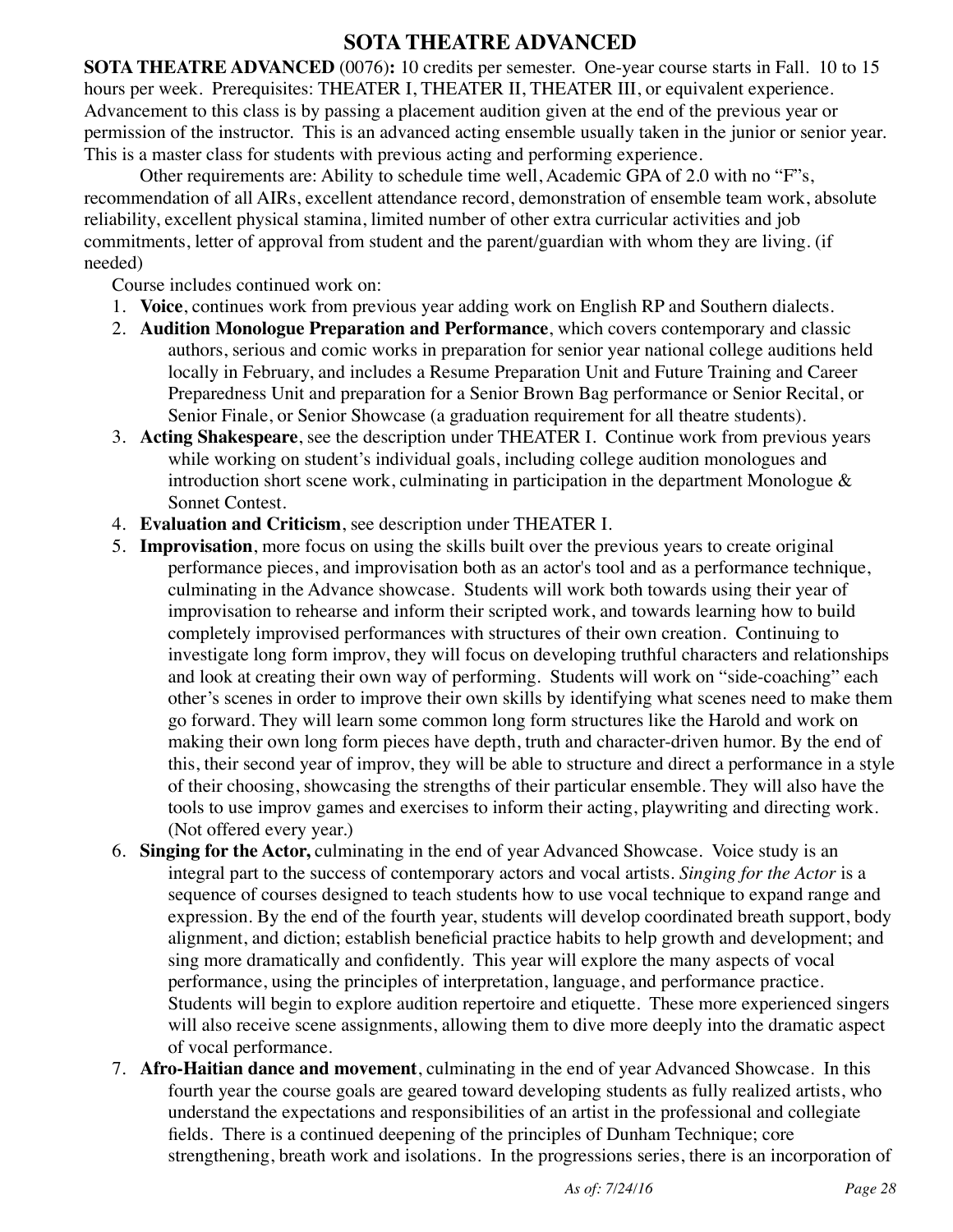# SOTA THEATRE ADVANCED

**SOTA THEATRE ADVANCED** (0076)**:** 10 credits per semester. One-year course starts in Fall. 10 to 15 hours per week. Prerequisites: THEATER I, THEATER II, THEATER III, or equivalent experience. Advancement to this class is by passing a placement audition given at the end of the previous year or permission of the instructor. This is an advanced acting ensemble usually taken in the junior or senior year. This is a master class for students with previous acting and performing experience.

Other requirements are: Ability to schedule time well, Academic GPA of 2.0 with no "F"s, recommendation of all AIRs, excellent attendance record, demonstration of ensemble team work, absolute reliability, excellent physical stamina, limited number of other extra curricular activities and job commitments, letter of approval from student and the parent/guardian with whom they are living. (if needed)

Course includes continued work on:

1. **Voice**, continues work from previous year adding work on English RP and Southern dialects.
2. **Audition Monologue Preparation and Performance**, which covers contemporary and classic authors, serious and comic works in preparation for senior year national college auditions held locally in February, and includes a Resume Preparation Unit and Future Training and Career Preparedness Unit and preparation for a Senior Brown Bag performance or Senior Recital, or Senior Finale, or Senior Showcase (a graduation requirement for all theatre students).
3. **Acting Shakespeare**, see the description under THEATER I. Continue work from previous years while working on student's individual goals, including college audition monologues and introduction short scene work, culminating in participation in the department Monologue & Sonnet Contest.
4. **Evaluation and Criticism**, see description under THEATER I.
5. **Improvisation**, more focus on using the skills built over the previous years to create original performance pieces, and improvisation both as an actor's tool and as a performance technique, culminating in the Advance showcase. Students will work both towards using their year of improvisation to rehearse and inform their scripted work, and towards learning how to build completely improvised performances with structures of their own creation. Continuing to investigate long form improv, they will focus on developing truthful characters and relationships and look at creating their own way of performing. Students will work on "side-coaching" each other's scenes in order to improve their own skills by identifying what scenes need to make them go forward. They will learn some common long form structures like the Harold and work on making their own long form pieces have depth, truth and character-driven humor. By the end of this, their second year of improv, they will be able to structure and direct a performance in a style of their choosing, showcasing the strengths of their particular ensemble. They will also have the tools to use improv games and exercises to inform their acting, playwriting and directing work. (Not offered every year.)
6. **Singing for the Actor,** culminating in the end of year Advanced Showcase. Voice study is an integral part to the success of contemporary actors and vocal artists. *Singing for the Actor* is a sequence of courses designed to teach students how to use vocal technique to expand range and expression. By the end of the fourth year, students will develop coordinated breath support, body alignment, and diction; establish beneficial practice habits to help growth and development; and sing more dramatically and confidently. This year will explore the many aspects of vocal performance, using the principles of interpretation, language, and performance practice. Students will begin to explore audition repertoire and etiquette. These more experienced singers will also receive scene assignments, allowing them to dive more deeply into the dramatic aspect of vocal performance.
7. **Afro-Haitian dance and movement**, culminating in the end of year Advanced Showcase. In this fourth year the course goals are geared toward developing students as fully realized artists, who understand the expectations and responsibilities of an artist in the professional and collegiate fields. There is a continued deepening of the principles of Dunham Technique; core strengthening, breath work and isolations. In the progressions series, there is an incorporation of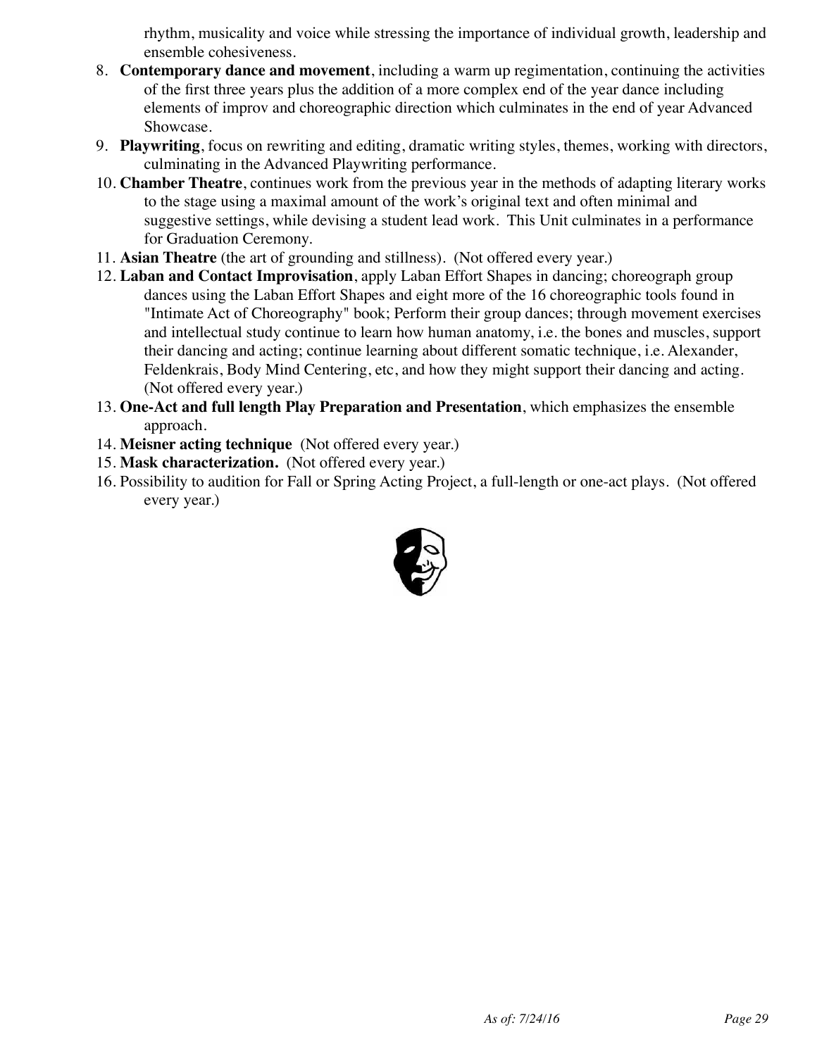rhythm, musicality and voice while stressing the importance of individual growth, leadership and ensemble cohesiveness.

8. **Contemporary dance and movement**, including a warm up regimentation, continuing the activities of the first three years plus the addition of a more complex end of the year dance including elements of improv and choreographic direction which culminates in the end of year Advanced Showcase.
9. **Playwriting**, focus on rewriting and editing, dramatic writing styles, themes, working with directors, culminating in the Advanced Playwriting performance.
10. **Chamber Theatre**, continues work from the previous year in the methods of adapting literary works to the stage using a maximal amount of the work's original text and often minimal and suggestive settings, while devising a student lead work. This Unit culminates in a performance for Graduation Ceremony.
11. **Asian Theatre** (the art of grounding and stillness). (Not offered every year.)
12. **Laban and Contact Improvisation**, apply Laban Effort Shapes in dancing; choreograph group dances using the Laban Effort Shapes and eight more of the 16 choreographic tools found in "Intimate Act of Choreography" book; Perform their group dances; through movement exercises and intellectual study continue to learn how human anatomy, i.e. the bones and muscles, support their dancing and acting; continue learning about different somatic technique, i.e. Alexander, Feldenkrais, Body Mind Centering, etc, and how they might support their dancing and acting. (Not offered every year.)
13. **One-Act and full length Play Preparation and Presentation**, which emphasizes the ensemble approach.
14. **Meisner acting technique** (Not offered every year.)
15. **Mask characterization.** (Not offered every year.)
16. Possibility to audition for Fall or Spring Acting Project, a full-length or one-act plays. (Not offered every year.)

*As of: 7/24/16*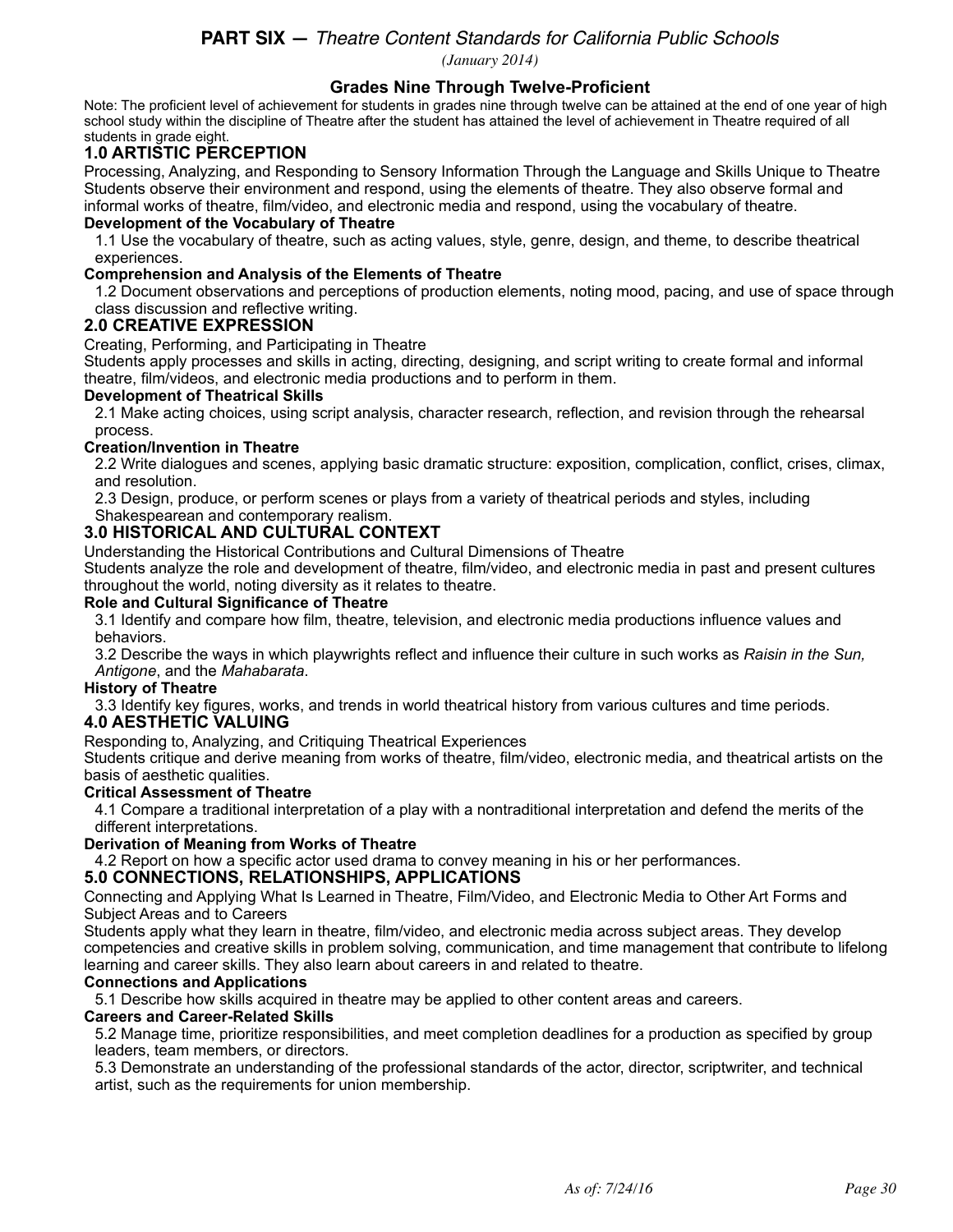## PART SIX — *Theatre Content Standards for California Public Schools*

*(January 2014)*

### Grades Nine Through Twelve-Proficient

Note: The proficient level of achievement for students in grades nine through twelve can be attained at the end of one year of high school study within the discipline of Theatre after the student has attained the level of achievement in Theatre required of all students in grade eight.

### 1.0 ARTISTIC PERCEPTION

Processing, Analyzing, and Responding to Sensory Information Through the Language and Skills Unique to Theatre
Students observe their environment and respond, using the elements of theatre. They also observe formal and informal works of theatre, film/video, and electronic media and respond, using the vocabulary of theatre.

**Development of the Vocabulary of Theatre**

1.1 Use the vocabulary of theatre, such as acting values, style, genre, design, and theme, to describe theatrical experiences.

**Comprehension and Analysis of the Elements of Theatre**

1.2 Document observations and perceptions of production elements, noting mood, pacing, and use of space through class discussion and reflective writing.

### 2.0 CREATIVE EXPRESSION

Creating, Performing, and Participating in Theatre
Students apply processes and skills in acting, directing, designing, and script writing to create formal and informal theatre, film/videos, and electronic media productions and to perform in them.

**Development of Theatrical Skills**

2.1 Make acting choices, using script analysis, character research, reflection, and revision through the rehearsal process.

**Creation/Invention in Theatre**

2.2 Write dialogues and scenes, applying basic dramatic structure: exposition, complication, conflict, crises, climax, and resolution.

2.3 Design, produce, or perform scenes or plays from a variety of theatrical periods and styles, including Shakespearean and contemporary realism.

### 3.0 HISTORICAL AND CULTURAL CONTEXT

Understanding the Historical Contributions and Cultural Dimensions of Theatre
Students analyze the role and development of theatre, film/video, and electronic media in past and present cultures throughout the world, noting diversity as it relates to theatre.

**Role and Cultural Significance of Theatre**

3.1 Identify and compare how film, theatre, television, and electronic media productions influence values and behaviors.

3.2 Describe the ways in which playwrights reflect and influence their culture in such works as *Raisin in the Sun, Antigone*, and the *Mahabarata*.

**History of Theatre**

3.3 Identify key figures, works, and trends in world theatrical history from various cultures and time periods.

### 4.0 AESTHETIC VALUING

Responding to, Analyzing, and Critiquing Theatrical Experiences
Students critique and derive meaning from works of theatre, film/video, electronic media, and theatrical artists on the basis of aesthetic qualities.

**Critical Assessment of Theatre**

4.1 Compare a traditional interpretation of a play with a nontraditional interpretation and defend the merits of the different interpretations.

**Derivation of Meaning from Works of Theatre**

4.2 Report on how a specific actor used drama to convey meaning in his or her performances.

### 5.0 CONNECTIONS, RELATIONSHIPS, APPLICATIONS

Connecting and Applying What Is Learned in Theatre, Film/Video, and Electronic Media to Other Art Forms and Subject Areas and to Careers
Students apply what they learn in theatre, film/video, and electronic media across subject areas. They develop competencies and creative skills in problem solving, communication, and time management that contribute to lifelong learning and career skills. They also learn about careers in and related to theatre.

**Connections and Applications**

5.1 Describe how skills acquired in theatre may be applied to other content areas and careers.

**Careers and Career-Related Skills**

5.2 Manage time, prioritize responsibilities, and meet completion deadlines for a production as specified by group leaders, team members, or directors.

5.3 Demonstrate an understanding of the professional standards of the actor, director, scriptwriter, and technical artist, such as the requirements for union membership.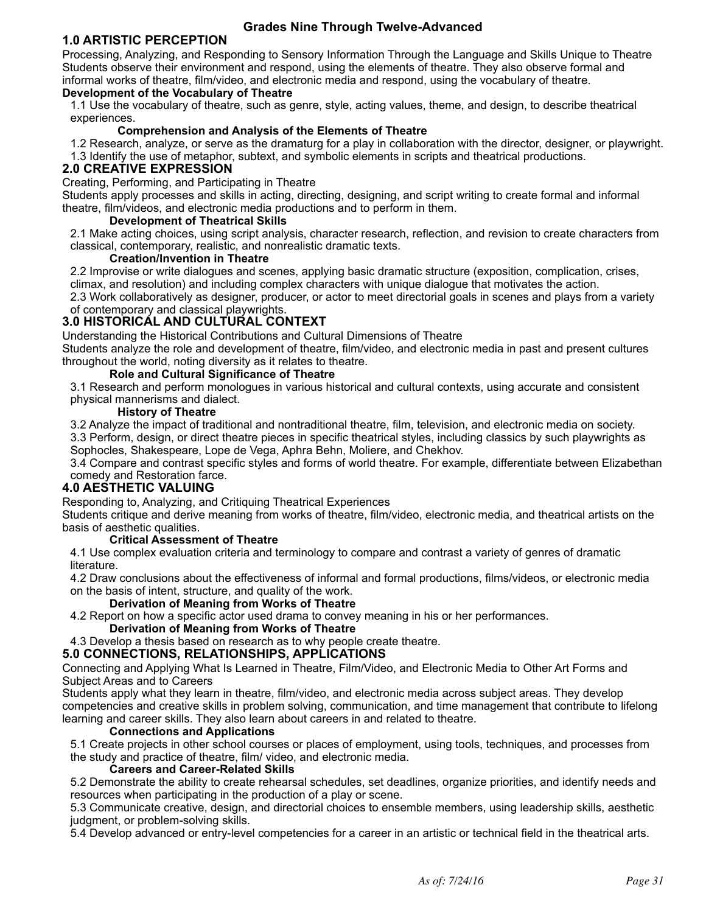## Grades Nine Through Twelve-Advanced

### 1.0 ARTISTIC PERCEPTION

Processing, Analyzing, and Responding to Sensory Information Through the Language and Skills Unique to Theatre
Students observe their environment and respond, using the elements of theatre. They also observe formal and informal works of theatre, film/video, and electronic media and respond, using the vocabulary of theatre.

**Development of the Vocabulary of Theatre**

1.1 Use the vocabulary of theatre, such as genre, style, acting values, theme, and design, to describe theatrical experiences.

**Comprehension and Analysis of the Elements of Theatre**

1.2 Research, analyze, or serve as the dramaturg for a play in collaboration with the director, designer, or playwright.
1.3 Identify the use of metaphor, subtext, and symbolic elements in scripts and theatrical productions.

### 2.0 CREATIVE EXPRESSION

Creating, Performing, and Participating in Theatre
Students apply processes and skills in acting, directing, designing, and script writing to create formal and informal theatre, film/videos, and electronic media productions and to perform in them.

**Development of Theatrical Skills**

2.1 Make acting choices, using script analysis, character research, reflection, and revision to create characters from classical, contemporary, realistic, and nonrealistic dramatic texts.

**Creation/Invention in Theatre**

2.2 Improvise or write dialogues and scenes, applying basic dramatic structure (exposition, complication, crises, climax, and resolution) and including complex characters with unique dialogue that motivates the action.
2.3 Work collaboratively as designer, producer, or actor to meet directorial goals in scenes and plays from a variety of contemporary and classical playwrights.

### 3.0 HISTORICAL AND CULTURAL CONTEXT

Understanding the Historical Contributions and Cultural Dimensions of Theatre
Students analyze the role and development of theatre, film/video, and electronic media in past and present cultures throughout the world, noting diversity as it relates to theatre.

**Role and Cultural Significance of Theatre**

3.1 Research and perform monologues in various historical and cultural contexts, using accurate and consistent physical mannerisms and dialect.

**History of Theatre**

3.2 Analyze the impact of traditional and nontraditional theatre, film, television, and electronic media on society.
3.3 Perform, design, or direct theatre pieces in specific theatrical styles, including classics by such playwrights as Sophocles, Shakespeare, Lope de Vega, Aphra Behn, Moliere, and Chekhov.
3.4 Compare and contrast specific styles and forms of world theatre. For example, differentiate between Elizabethan comedy and Restoration farce.

### 4.0 AESTHETIC VALUING

Responding to, Analyzing, and Critiquing Theatrical Experiences
Students critique and derive meaning from works of theatre, film/video, electronic media, and theatrical artists on the basis of aesthetic qualities.

**Critical Assessment of Theatre**

4.1 Use complex evaluation criteria and terminology to compare and contrast a variety of genres of dramatic literature.
4.2 Draw conclusions about the effectiveness of informal and formal productions, films/videos, or electronic media on the basis of intent, structure, and quality of the work.

**Derivation of Meaning from Works of Theatre**

4.2 Report on how a specific actor used drama to convey meaning in his or her performances.

**Derivation of Meaning from Works of Theatre**

4.3 Develop a thesis based on research as to why people create theatre.

### 5.0 CONNECTIONS, RELATIONSHIPS, APPLICATIONS

Connecting and Applying What Is Learned in Theatre, Film/Video, and Electronic Media to Other Art Forms and Subject Areas and to Careers
Students apply what they learn in theatre, film/video, and electronic media across subject areas. They develop competencies and creative skills in problem solving, communication, and time management that contribute to lifelong learning and career skills. They also learn about careers in and related to theatre.

**Connections and Applications**

5.1 Create projects in other school courses or places of employment, using tools, techniques, and processes from the study and practice of theatre, film/ video, and electronic media.

**Careers and Career-Related Skills**

5.2 Demonstrate the ability to create rehearsal schedules, set deadlines, organize priorities, and identify needs and resources when participating in the production of a play or scene.
5.3 Communicate creative, design, and directorial choices to ensemble members, using leadership skills, aesthetic judgment, or problem-solving skills.
5.4 Develop advanced or entry-level competencies for a career in an artistic or technical field in the theatrical arts.

*As of: 7/24/16*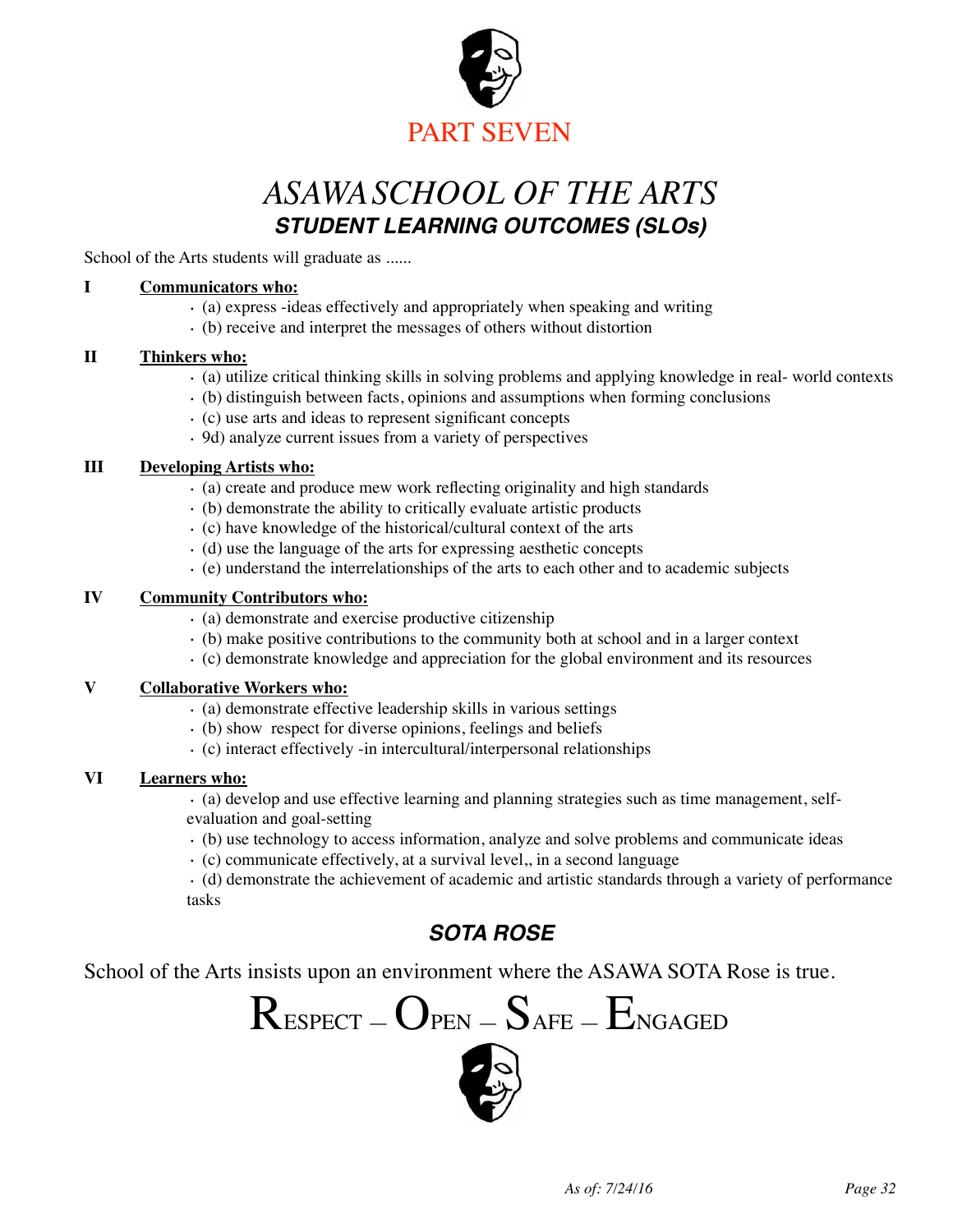# PART SEVEN

# *ASAWA SCHOOL OF THE ARTS*

## ***STUDENT LEARNING OUTCOMES (SLOs)***

School of the Arts students will graduate as ......

**I** **Communicators who:**

- (a) express -ideas effectively and appropriately when speaking and writing
- (b) receive and interpret the messages of others without distortion

**II** **Thinkers who:**

- (a) utilize critical thinking skills in solving problems and applying knowledge in real- world contexts
- (b) distinguish between facts, opinions and assumptions when forming conclusions
- (c) use arts and ideas to represent significant concepts
- 9d) analyze current issues from a variety of perspectives

**III** **Developing Artists who:**

- (a) create and produce mew work reflecting originality and high standards
- (b) demonstrate the ability to critically evaluate artistic products
- (c) have knowledge of the historical/cultural context of the arts
- (d) use the language of the arts for expressing aesthetic concepts
- (e) understand the interrelationships of the arts to each other and to academic subjects

**IV** **Community Contributors who:**

- (a) demonstrate and exercise productive citizenship
- (b) make positive contributions to the community both at school and in a larger context
- (c) demonstrate knowledge and appreciation for the global environment and its resources

**V** **Collaborative Workers who:**

- (a) demonstrate effective leadership skills in various settings
- (b) show respect for diverse opinions, feelings and beliefs
- (c) interact effectively -in intercultural/interpersonal relationships

**VI** **Learners who:**

- (a) develop and use effective learning and planning strategies such as time management, self-evaluation and goal-setting
- (b) use technology to access information, analyze and solve problems and communicate ideas
- (c) communicate effectively, at a survival level,, in a second language
- (d) demonstrate the achievement of academic and artistic standards through a variety of performance tasks

## ***SOTA ROSE***

School of the Arts insists upon an environment where the ASAWA SOTA Rose is true.

RESPECT – OPEN – SAFE – ENGAGED

*As of: 7/24/16*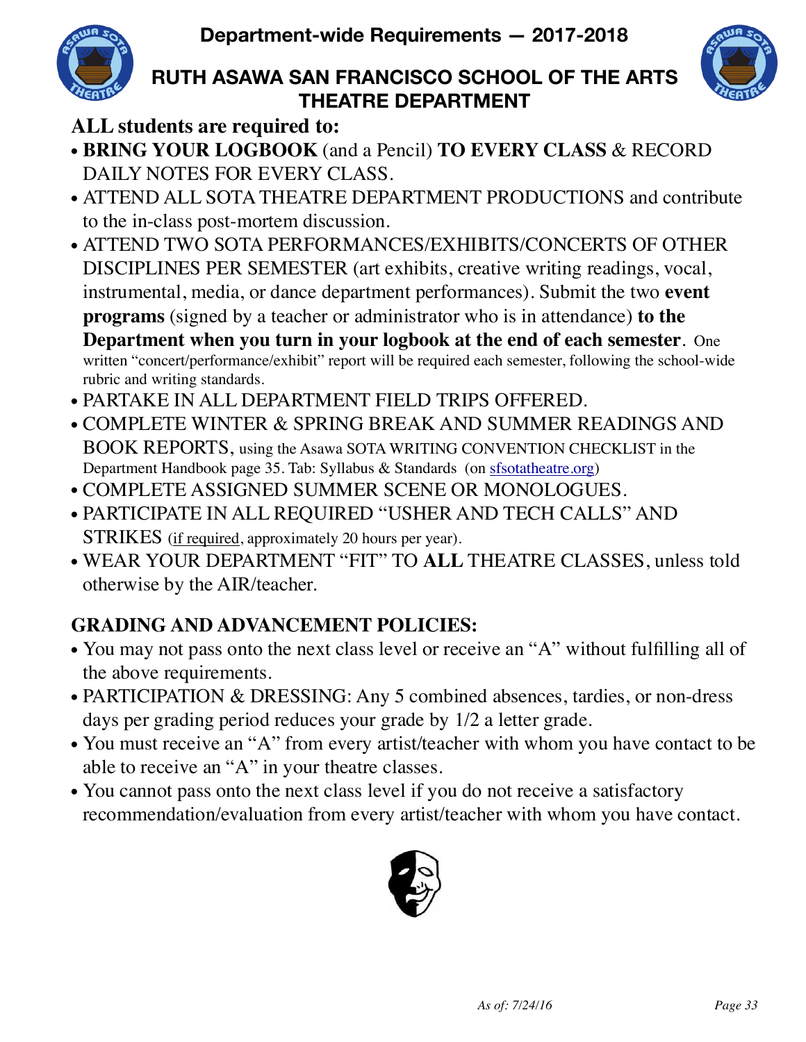# Department-wide Requirements — 2017-2018

## RUTH ASAWA SAN FRANCISCO SCHOOL OF THE ARTS THEATRE DEPARTMENT

**ALL students are required to:**

- **BRING YOUR LOGBOOK** (and a Pencil) **TO EVERY CLASS** & RECORD DAILY NOTES FOR EVERY CLASS.
- ATTEND ALL SOTA THEATRE DEPARTMENT PRODUCTIONS and contribute to the in-class post-mortem discussion.
- ATTEND TWO SOTA PERFORMANCES/EXHIBITS/CONCERTS OF OTHER DISCIPLINES PER SEMESTER (art exhibits, creative writing readings, vocal, instrumental, media, or dance department performances). Submit the two **event programs** (signed by a teacher or administrator who is in attendance) **to the Department when you turn in your logbook at the end of each semester**. One written "concert/performance/exhibit" report will be required each semester, following the school-wide rubric and writing standards.
- PARTAKE IN ALL DEPARTMENT FIELD TRIPS OFFERED.
- COMPLETE WINTER & SPRING BREAK AND SUMMER READINGS AND BOOK REPORTS, using the Asawa SOTA WRITING CONVENTION CHECKLIST in the Department Handbook page 35. Tab: Syllabus & Standards (on sfsotatheatre.org)
- COMPLETE ASSIGNED SUMMER SCENE OR MONOLOGUES.
- PARTICIPATE IN ALL REQUIRED "USHER AND TECH CALLS" AND STRIKES (<u>if required</u>, approximately 20 hours per year).
- WEAR YOUR DEPARTMENT "FIT" TO **ALL** THEATRE CLASSES, unless told otherwise by the AIR/teacher.

**GRADING AND ADVANCEMENT POLICIES:**

- You may not pass onto the next class level or receive an "A" without fulfilling all of the above requirements.
- PARTICIPATION & DRESSING: Any 5 combined absences, tardies, or non-dress days per grading period reduces your grade by 1/2 a letter grade.
- You must receive an "A" from every artist/teacher with whom you have contact to be able to receive an "A" in your theatre classes.
- You cannot pass onto the next class level if you do not receive a satisfactory recommendation/evaluation from every artist/teacher with whom you have contact.

*As of: 7/24/16*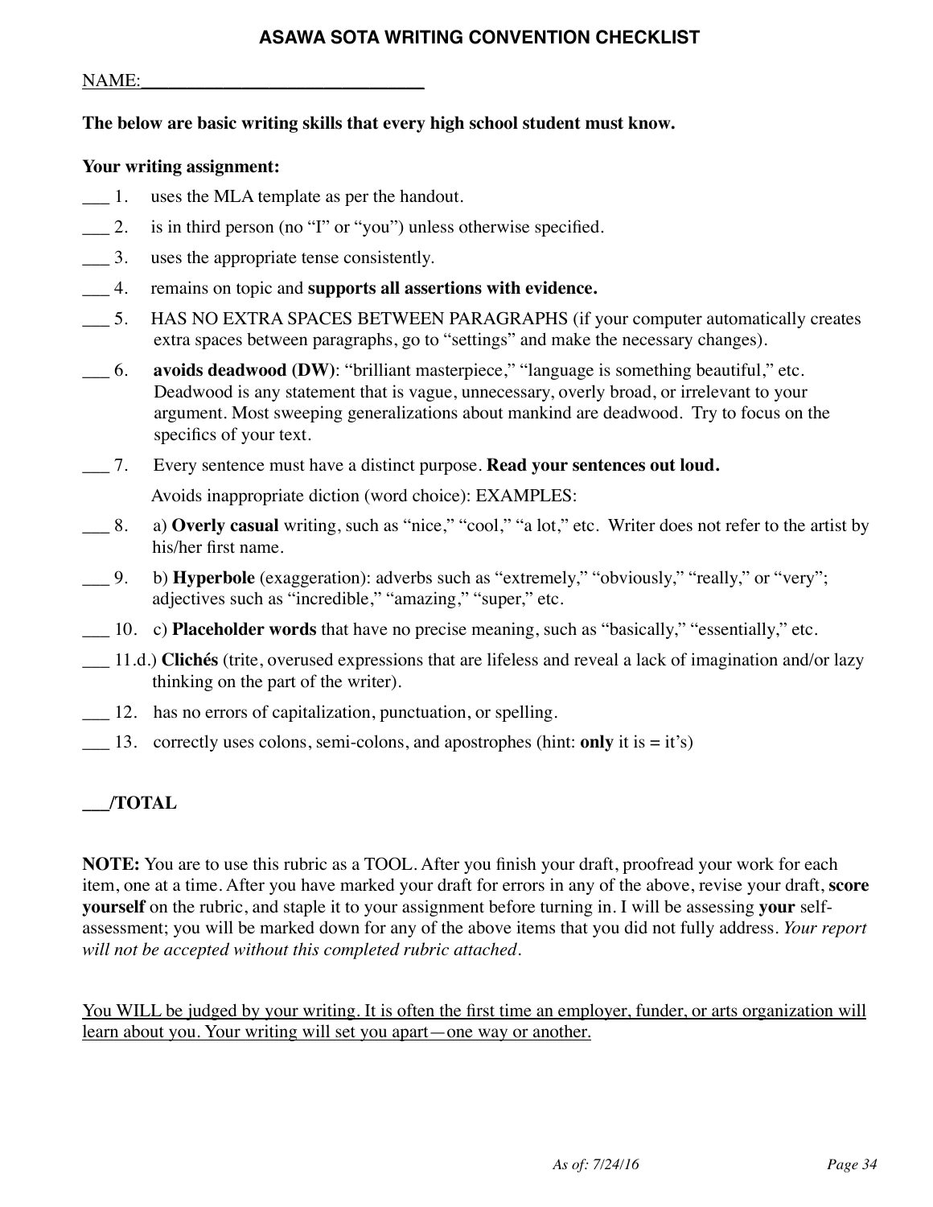## ASAWA SOTA WRITING CONVENTION CHECKLIST

NAME:_______________________________

**The below are basic writing skills that every high school student must know.**

**Your writing assignment:**

___ 1. uses the MLA template as per the handout.

___ 2. is in third person (no "I" or "you") unless otherwise specified.

___ 3. uses the appropriate tense consistently.

___ 4. remains on topic and **supports all assertions with evidence.**

___ 5. HAS NO EXTRA SPACES BETWEEN PARAGRAPHS (if your computer automatically creates extra spaces between paragraphs, go to "settings" and make the necessary changes).

___ 6. **avoids deadwood (DW)**: "brilliant masterpiece," "language is something beautiful," etc. Deadwood is any statement that is vague, unnecessary, overly broad, or irrelevant to your argument. Most sweeping generalizations about mankind are deadwood. Try to focus on the specifics of your text.

___ 7. Every sentence must have a distinct purpose. **Read your sentences out loud.**

Avoids inappropriate diction (word choice): EXAMPLES:

___ 8. a) **Overly casual** writing, such as "nice," "cool," "a lot," etc. Writer does not refer to the artist by his/her first name.

___ 9. b) **Hyperbole** (exaggeration): adverbs such as "extremely," "obviously," "really," or "very"; adjectives such as "incredible," "amazing," "super," etc.

___ 10. c) **Placeholder words** that have no precise meaning, such as "basically," "essentially," etc.

___ 11.d.) **Clichés** (trite, overused expressions that are lifeless and reveal a lack of imagination and/or lazy thinking on the part of the writer).

___ 12. has no errors of capitalization, punctuation, or spelling.

___ 13. correctly uses colons, semi-colons, and apostrophes (hint: **only** it is = it's)

**___/TOTAL**

**NOTE:** You are to use this rubric as a TOOL. After you finish your draft, proofread your work for each item, one at a time. After you have marked your draft for errors in any of the above, revise your draft, **score yourself** on the rubric, and staple it to your assignment before turning in. I will be assessing **your** self-assessment; you will be marked down for any of the above items that you did not fully address. *Your report will not be accepted without this completed rubric attached.*

<u>You WILL be judged by your writing. It is often the first time an employer, funder, or arts organization will learn about you. Your writing will set you apart—one way or another.</u>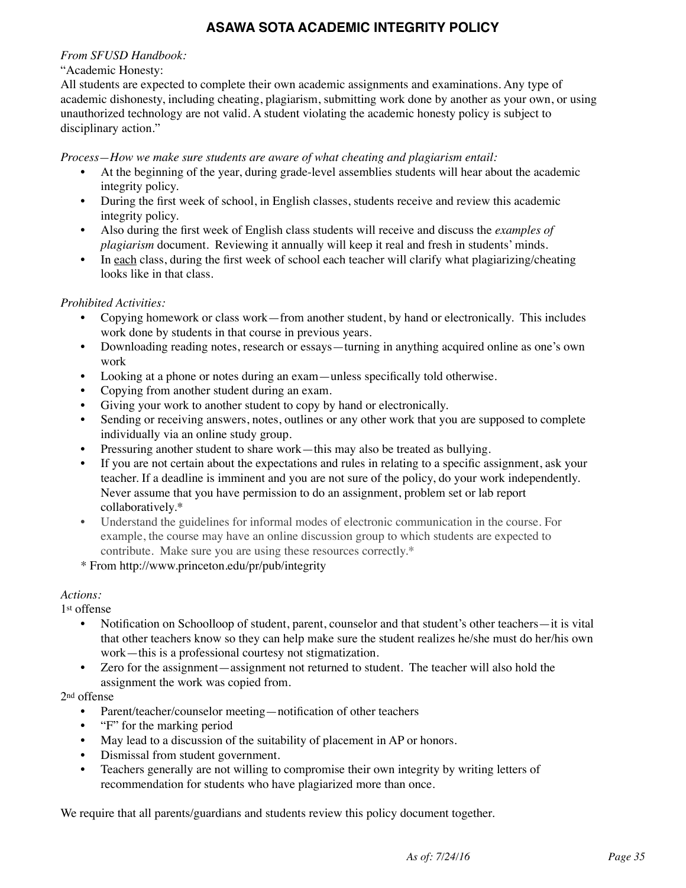# ASAWA SOTA ACADEMIC INTEGRITY POLICY

*From SFUSD Handbook:*

"Academic Honesty:
All students are expected to complete their own academic assignments and examinations. Any type of academic dishonesty, including cheating, plagiarism, submitting work done by another as your own, or using unauthorized technology are not valid. A student violating the academic honesty policy is subject to disciplinary action."

*Process—How we make sure students are aware of what cheating and plagiarism entail:*

- At the beginning of the year, during grade-level assemblies students will hear about the academic integrity policy.
- During the first week of school, in English classes, students receive and review this academic integrity policy.
- Also during the first week of English class students will receive and discuss the *examples of plagiarism* document. Reviewing it annually will keep it real and fresh in students' minds.
- In each class, during the first week of school each teacher will clarify what plagiarizing/cheating looks like in that class.

*Prohibited Activities:*

- Copying homework or class work—from another student, by hand or electronically. This includes work done by students in that course in previous years.
- Downloading reading notes, research or essays—turning in anything acquired online as one's own work
- Looking at a phone or notes during an exam—unless specifically told otherwise.
- Copying from another student during an exam.
- Giving your work to another student to copy by hand or electronically.
- Sending or receiving answers, notes, outlines or any other work that you are supposed to complete individually via an online study group.
- Pressuring another student to share work—this may also be treated as bullying.
- If you are not certain about the expectations and rules in relating to a specific assignment, ask your teacher. If a deadline is imminent and you are not sure of the policy, do your work independently. Never assume that you have permission to do an assignment, problem set or lab report collaboratively.*
- Understand the guidelines for informal modes of electronic communication in the course. For example, the course may have an online discussion group to which students are expected to contribute. Make sure you are using these resources correctly.*

\* From http://www.princeton.edu/pr/pub/integrity

*Actions:*

1st offense

- Notification on Schoolloop of student, parent, counselor and that student's other teachers—it is vital that other teachers know so they can help make sure the student realizes he/she must do her/his own work—this is a professional courtesy not stigmatization.
- Zero for the assignment—assignment not returned to student. The teacher will also hold the assignment the work was copied from.

2nd offense

- Parent/teacher/counselor meeting—notification of other teachers
- "F" for the marking period
- May lead to a discussion of the suitability of placement in AP or honors.
- Dismissal from student government.
- Teachers generally are not willing to compromise their own integrity by writing letters of recommendation for students who have plagiarized more than once.

We require that all parents/guardians and students review this policy document together.

*As of: 7/24/16*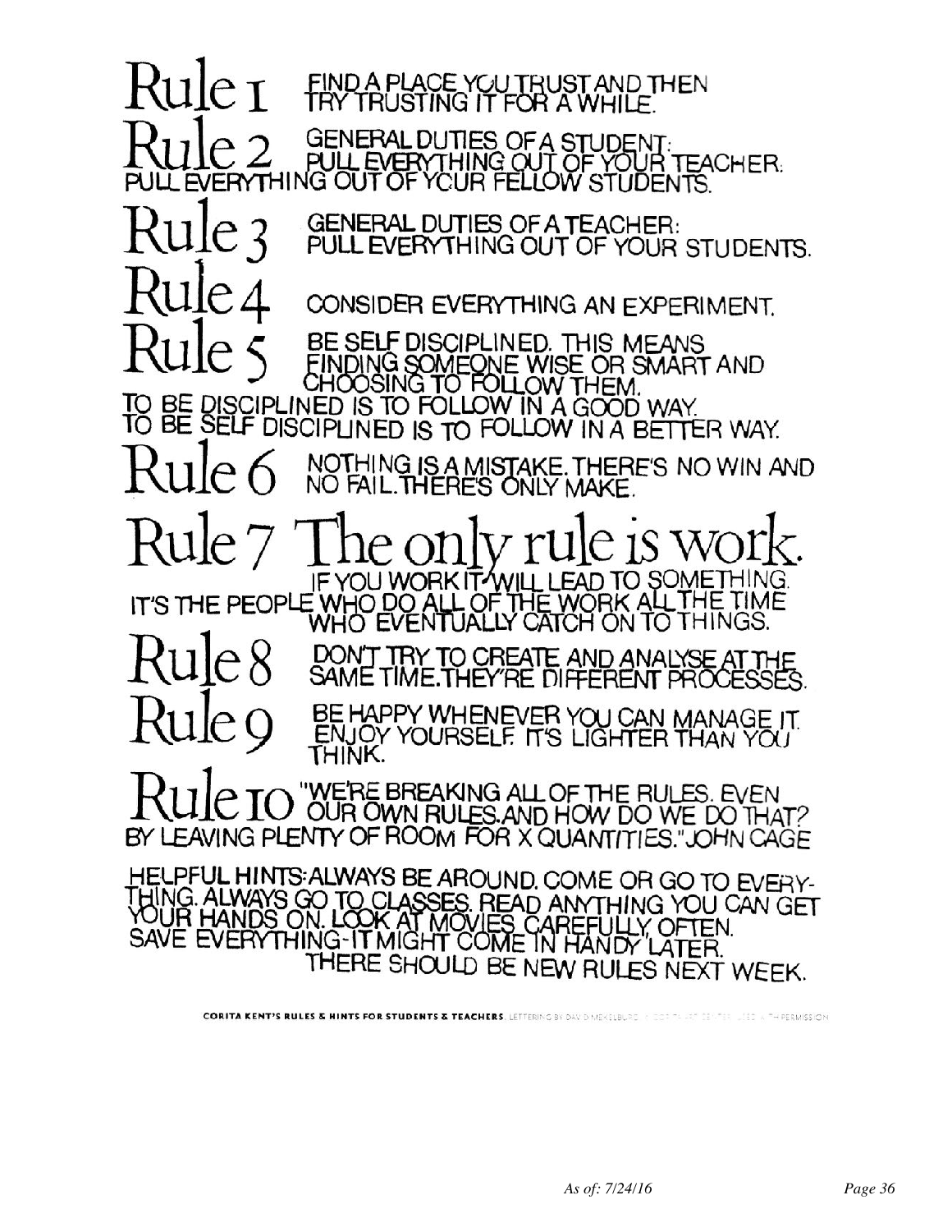**Rule 1** FIND A PLACE YOU TRUST AND THEN TRY TRUSTING IT FOR A WHILE.

**Rule 2** GENERAL DUTIES OF A STUDENT: PULL EVERYTHING OUT OF YOUR TEACHER. PULL EVERYTHING OUT OF YOUR FELLOW STUDENTS.

**Rule 3** GENERAL DUTIES OF A TEACHER: PULL EVERYTHING OUT OF YOUR STUDENTS.

**Rule 4** CONSIDER EVERYTHING AN EXPERIMENT.

**Rule 5** BE SELF DISCIPLINED. THIS MEANS FINDING SOMEONE WISE OR SMART AND CHOOSING TO FOLLOW THEM. TO BE DISCIPLINED IS TO FOLLOW IN A GOOD WAY. TO BE SELF DISCIPLINED IS TO FOLLOW IN A BETTER WAY.

**Rule 6** NOTHING IS A MISTAKE. THERE'S NO WIN AND NO FAIL. THERE'S ONLY MAKE.

**Rule 7 The only rule is work.** IF YOU WORK IT WILL LEAD TO SOMETHING. IT'S THE PEOPLE WHO DO ALL OF THE WORK ALL THE TIME WHO EVENTUALLY CATCH ON TO THINGS.

**Rule 8** DON'T TRY TO CREATE AND ANALYSE AT THE SAME TIME. THEY'RE DIFFERENT PROCESSES.

**Rule 9** BE HAPPY WHENEVER YOU CAN MANAGE IT. ENJOY YOURSELF. IT'S LIGHTER THAN YOU THINK.

**Rule 10** "WE'RE BREAKING ALL OF THE RULES. EVEN OUR OWN RULES. AND HOW DO WE DO THAT? BY LEAVING PLENTY OF ROOM FOR X QUANTITIES." JOHN CAGE

HELPFUL HINTS: ALWAYS BE AROUND. COME OR GO TO EVERYTHING. ALWAYS GO TO CLASSES. READ ANYTHING YOU CAN GET YOUR HANDS ON. LOOK AT MOVIES CAREFULLY, OFTEN. SAVE EVERYTHING - IT MIGHT COME IN HANDY LATER.

THERE SHOULD BE NEW RULES NEXT WEEK.

**CORITA KENT'S RULES & HINTS FOR STUDENTS & TEACHERS**. LETTERING BY DAVID MEKELBURG. ... USED WITH PERMISSION